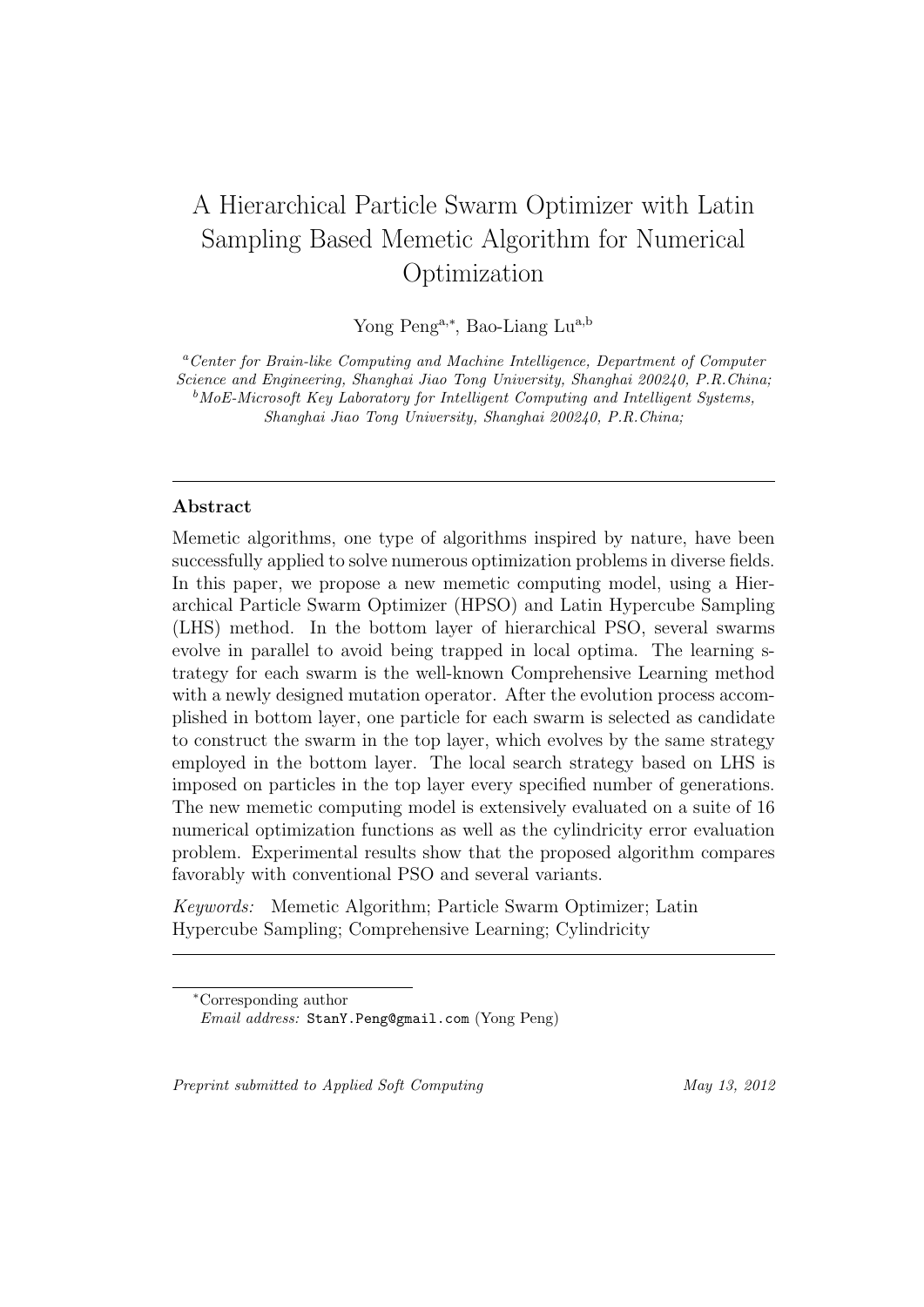# A Hierarchical Particle Swarm Optimizer with Latin Sampling Based Memetic Algorithm for Numerical Optimization

Yong Peng[a,*], Bao-Liang Lu[a,b]

[a]*Center for Brain-like Computing and Machine Intelligence, Department of Computer Science and Engineering, Shanghai Jiao Tong University, Shanghai 200240, P.R.China;*
[b]*MoE-Microsoft Key Laboratory for Intelligent Computing and Intelligent Systems, Shanghai Jiao Tong University, Shanghai 200240, P.R.China;*

---

## Abstract

Memetic algorithms, one type of algorithms inspired by nature, have been successfully applied to solve numerous optimization problems in diverse fields. In this paper, we propose a new memetic computing model, using a Hierarchical Particle Swarm Optimizer (HPSO) and Latin Hypercube Sampling (LHS) method. In the bottom layer of hierarchical PSO, several swarms evolve in parallel to avoid being trapped in local optima. The learning strategy for each swarm is the well-known Comprehensive Learning method with a newly designed mutation operator. After the evolution process accomplished in bottom layer, one particle for each swarm is selected as candidate to construct the swarm in the top layer, which evolves by the same strategy employed in the bottom layer. The local search strategy based on LHS is imposed on particles in the top layer every specified number of generations. The new memetic computing model is extensively evaluated on a suite of 16 numerical optimization functions as well as the cylindricity error evaluation problem. Experimental results show that the proposed algorithm compares favorably with conventional PSO and several variants.

*Keywords:* Memetic Algorithm; Particle Swarm Optimizer; Latin Hypercube Sampling; Comprehensive Learning; Cylindricity

---

*Corresponding author
*Email address:* StanY.Peng@gmail.com (Yong Peng)

*Preprint submitted to Applied Soft Computing* *May 13, 2012*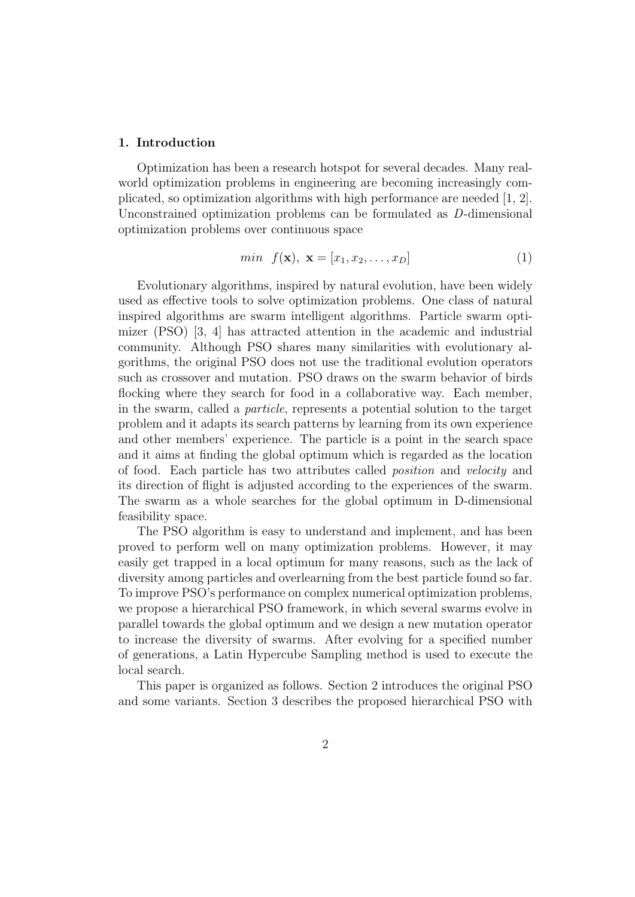## 1. Introduction

Optimization has been a research hotspot for several decades. Many real-world optimization problems in engineering are becoming increasingly complicated, so optimization algorithms with high performance are needed [1, 2]. Unconstrained optimization problems can be formulated as $D$-dimensional optimization problems over continuous space

$$min \quad f(\mathbf{x}), \ \mathbf{x} = [x_1, x_2, \dots, x_D] \tag{1}$$

Evolutionary algorithms, inspired by natural evolution, have been widely used as effective tools to solve optimization problems. One class of natural inspired algorithms are swarm intelligent algorithms. Particle swarm optimizer (PSO) [3, 4] has attracted attention in the academic and industrial community. Although PSO shares many similarities with evolutionary algorithms, the original PSO does not use the traditional evolution operators such as crossover and mutation. PSO draws on the swarm behavior of birds flocking where they search for food in a collaborative way. Each member, in the swarm, called a *particle*, represents a potential solution to the target problem and it adapts its search patterns by learning from its own experience and other members' experience. The particle is a point in the search space and it aims at finding the global optimum which is regarded as the location of food. Each particle has two attributes called *position* and *velocity* and its direction of flight is adjusted according to the experiences of the swarm. The swarm as a whole searches for the global optimum in D-dimensional feasibility space.

The PSO algorithm is easy to understand and implement, and has been proved to perform well on many optimization problems. However, it may easily get trapped in a local optimum for many reasons, such as the lack of diversity among particles and overlearning from the best particle found so far. To improve PSO's performance on complex numerical optimization problems, we propose a hierarchical PSO framework, in which several swarms evolve in parallel towards the global optimum and we design a new mutation operator to increase the diversity of swarms. After evolving for a specified number of generations, a Latin Hypercube Sampling method is used to execute the local search.

This paper is organized as follows. Section 2 introduces the original PSO and some variants. Section 3 describes the proposed hierarchical PSO with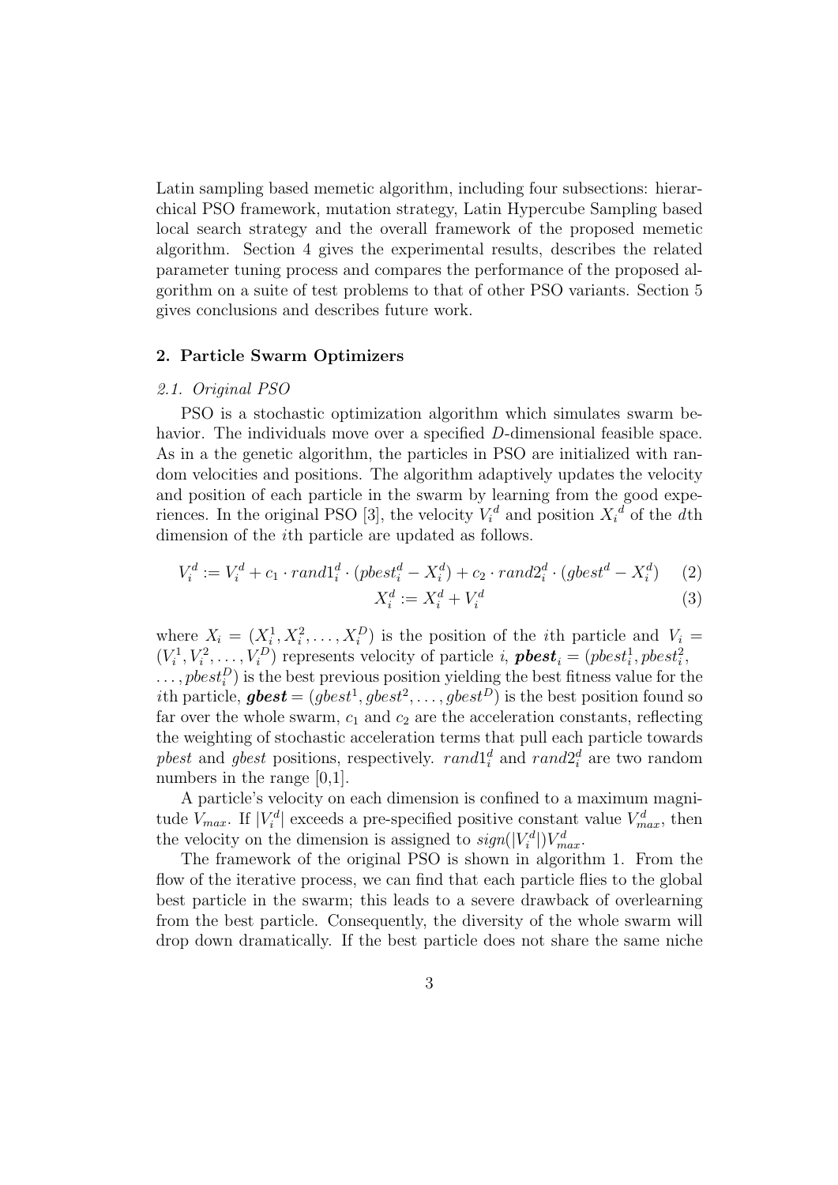Latin sampling based memetic algorithm, including four subsections: hierarchical PSO framework, mutation strategy, Latin Hypercube Sampling based local search strategy and the overall framework of the proposed memetic algorithm. Section 4 gives the experimental results, describes the related parameter tuning process and compares the performance of the proposed algorithm on a suite of test problems to that of other PSO variants. Section 5 gives conclusions and describes future work.

## 2. Particle Swarm Optimizers

### *2.1. Original PSO*

PSO is a stochastic optimization algorithm which simulates swarm behavior. The individuals move over a specified $D$-dimensional feasible space. As in a the genetic algorithm, the particles in PSO are initialized with random velocities and positions. The algorithm adaptively updates the velocity and position of each particle in the swarm by learning from the good experiences. In the original PSO [3], the velocity ${V_i}^d$ and position ${X_i}^d$ of the $d$th dimension of the $i$th particle are updated as follows.

$$V_i^d := V_i^d + c_1 \cdot rand1_i^d \cdot (pbest_i^d - X_i^d) + c_2 \cdot rand2_i^d \cdot (gbest^d - X_i^d) \quad (2)$$

$$X_i^d := X_i^d + V_i^d \quad (3)$$

where $X_i = (X_i^1, X_i^2, \ldots, X_i^D)$ is the position of the $i$th particle and $V_i = (V_i^1, V_i^2, \ldots, V_i^D)$ represents velocity of particle $i$, $\boldsymbol{pbest}_i = (pbest_i^1, pbest_i^2, \ldots, pbest_i^D)$ is the best previous position yielding the best fitness value for the $i$th particle, $\boldsymbol{gbest} = (gbest^1, gbest^2, \ldots, gbest^D)$ is the best position found so far over the whole swarm, $c_1$ and $c_2$ are the acceleration constants, reflecting the weighting of stochastic acceleration terms that pull each particle towards *pbest* and *gbest* positions, respectively. $rand1_i^d$ and $rand2_i^d$ are two random numbers in the range [0,1].

A particle's velocity on each dimension is confined to a maximum magnitude $V_{max}$. If $|V_i^d|$ exceeds a pre-specified positive constant value $V_{max}^d$, then the velocity on the dimension is assigned to $sign(|V_i^d|)V_{max}^d$.

The framework of the original PSO is shown in algorithm 1. From the flow of the iterative process, we can find that each particle flies to the global best particle in the swarm; this leads to a severe drawback of overlearning from the best particle. Consequently, the diversity of the whole swarm will drop down dramatically. If the best particle does not share the same niche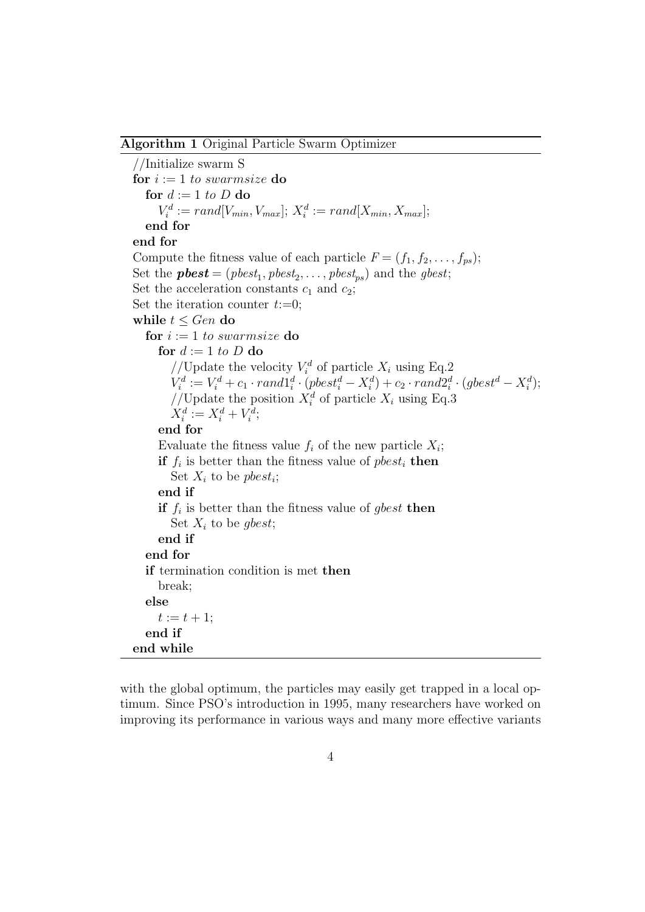**Algorithm 1** Original Particle Swarm Optimizer

```
//Initialize swarm S
for i := 1 to swarmsize do
    for d := 1 to D do
        V_i^d := rand[V_min, V_max]; X_i^d := rand[X_min, X_max];
    end for
end for
Compute the fitness value of each particle F = (f_1, f_2, ..., f_ps);
Set the pbest = (pbest_1, pbest_2, ..., pbest_ps) and the gbest;
Set the acceleration constants c_1 and c_2;
Set the iteration counter t:=0;
while t ≤ Gen do
    for i := 1 to swarmsize do
        for d := 1 to D do
            //Update the velocity V_i^d of particle X_i using Eq.2
            V_i^d := V_i^d + c_1 · rand1_i^d · (pbest_i^d − X_i^d) + c_2 · rand2_i^d · (gbest^d − X_i^d);
            //Update the position X_i^d of particle X_i using Eq.3
            X_i^d := X_i^d + V_i^d;
        end for
        Evaluate the fitness value f_i of the new particle X_i;
        if f_i is better than the fitness value of pbest_i then
            Set X_i to be pbest_i;
        end if
        if f_i is better than the fitness value of gbest then
            Set X_i to be gbest;
        end if
    end for
    if termination condition is met then
        break;
    else
        t := t + 1;
    end if
end while
```

with the global optimum, the particles may easily get trapped in a local optimum. Since PSO's introduction in 1995, many researchers have worked on improving its performance in various ways and many more effective variants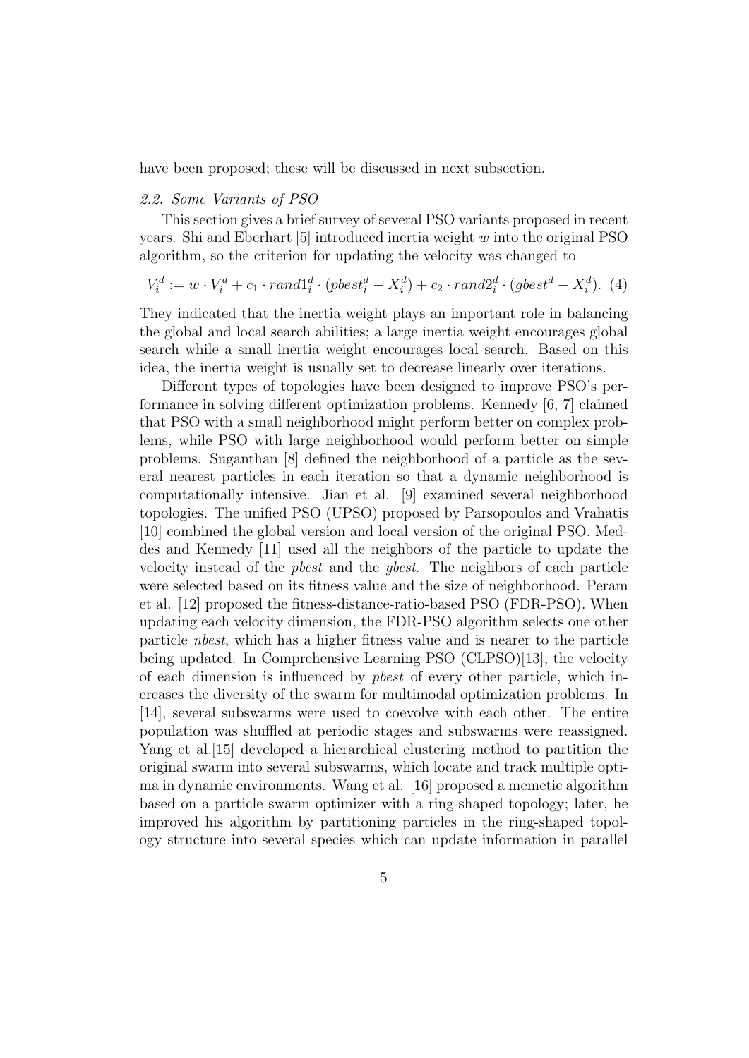have been proposed; these will be discussed in next subsection.

### *2.2. Some Variants of PSO*

This section gives a brief survey of several PSO variants proposed in recent years. Shi and Eberhart [5] introduced inertia weight $w$ into the original PSO algorithm, so the criterion for updating the velocity was changed to

$$V_i^d := w \cdot V_i^d + c_1 \cdot rand1_i^d \cdot (pbest_i^d - X_i^d) + c_2 \cdot rand2_i^d \cdot (gbest^d - X_i^d). \quad (4)$$

They indicated that the inertia weight plays an important role in balancing the global and local search abilities; a large inertia weight encourages global search while a small inertia weight encourages local search. Based on this idea, the inertia weight is usually set to decrease linearly over iterations.

Different types of topologies have been designed to improve PSO's performance in solving different optimization problems. Kennedy [6, 7] claimed that PSO with a small neighborhood might perform better on complex problems, while PSO with large neighborhood would perform better on simple problems. Suganthan [8] defined the neighborhood of a particle as the several nearest particles in each iteration so that a dynamic neighborhood is computationally intensive. Jian et al. [9] examined several neighborhood topologies. The unified PSO (UPSO) proposed by Parsopoulos and Vrahatis [10] combined the global version and local version of the original PSO. Meddes and Kennedy [11] used all the neighbors of the particle to update the velocity instead of the *pbest* and the *gbest*. The neighbors of each particle were selected based on its fitness value and the size of neighborhood. Peram et al. [12] proposed the fitness-distance-ratio-based PSO (FDR-PSO). When updating each velocity dimension, the FDR-PSO algorithm selects one other particle *nbest*, which has a higher fitness value and is nearer to the particle being updated. In Comprehensive Learning PSO (CLPSO)[13], the velocity of each dimension is influenced by *pbest* of every other particle, which increases the diversity of the swarm for multimodal optimization problems. In [14], several subswarms were used to coevolve with each other. The entire population was shuffled at periodic stages and subswarms were reassigned. Yang et al.[15] developed a hierarchical clustering method to partition the original swarm into several subswarms, which locate and track multiple optima in dynamic environments. Wang et al. [16] proposed a memetic algorithm based on a particle swarm optimizer with a ring-shaped topology; later, he improved his algorithm by partitioning particles in the ring-shaped topology structure into several species which can update information in parallel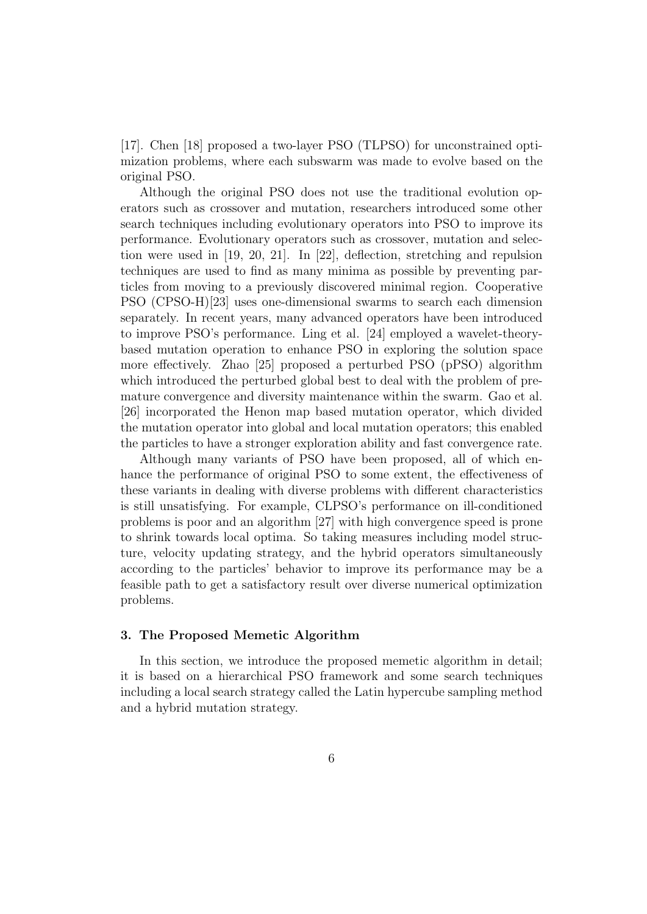[17]. Chen [18] proposed a two-layer PSO (TLPSO) for unconstrained optimization problems, where each subswarm was made to evolve based on the original PSO.

Although the original PSO does not use the traditional evolution operators such as crossover and mutation, researchers introduced some other search techniques including evolutionary operators into PSO to improve its performance. Evolutionary operators such as crossover, mutation and selection were used in [19, 20, 21]. In [22], deflection, stretching and repulsion techniques are used to find as many minima as possible by preventing particles from moving to a previously discovered minimal region. Cooperative PSO (CPSO-H)[23] uses one-dimensional swarms to search each dimension separately. In recent years, many advanced operators have been introduced to improve PSO's performance. Ling et al. [24] employed a wavelet-theory-based mutation operation to enhance PSO in exploring the solution space more effectively. Zhao [25] proposed a perturbed PSO (pPSO) algorithm which introduced the perturbed global best to deal with the problem of premature convergence and diversity maintenance within the swarm. Gao et al. [26] incorporated the Henon map based mutation operator, which divided the mutation operator into global and local mutation operators; this enabled the particles to have a stronger exploration ability and fast convergence rate.

Although many variants of PSO have been proposed, all of which enhance the performance of original PSO to some extent, the effectiveness of these variants in dealing with diverse problems with different characteristics is still unsatisfying. For example, CLPSO's performance on ill-conditioned problems is poor and an algorithm [27] with high convergence speed is prone to shrink towards local optima. So taking measures including model structure, velocity updating strategy, and the hybrid operators simultaneously according to the particles' behavior to improve its performance may be a feasible path to get a satisfactory result over diverse numerical optimization problems.

### 3. The Proposed Memetic Algorithm

In this section, we introduce the proposed memetic algorithm in detail; it is based on a hierarchical PSO framework and some search techniques including a local search strategy called the Latin hypercube sampling method and a hybrid mutation strategy.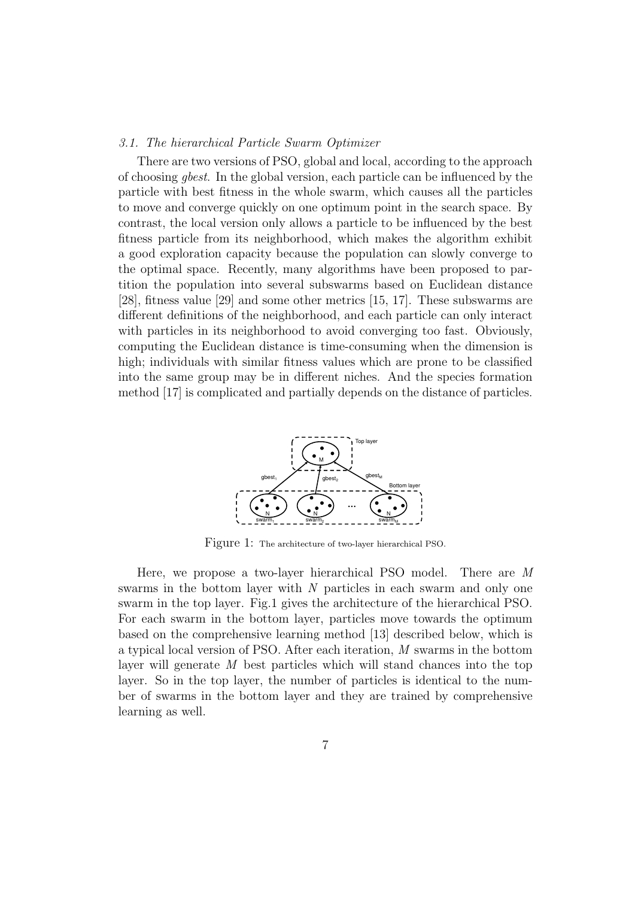### 3.1. The hierarchical Particle Swarm Optimizer

There are two versions of PSO, global and local, according to the approach of choosing *gbest*. In the global version, each particle can be influenced by the particle with best fitness in the whole swarm, which causes all the particles to move and converge quickly on one optimum point in the search space. By contrast, the local version only allows a particle to be influenced by the best fitness particle from its neighborhood, which makes the algorithm exhibit a good exploration capacity because the population can slowly converge to the optimal space. Recently, many algorithms have been proposed to partition the population into several subswarms based on Euclidean distance [28], fitness value [29] and some other metrics [15, 17]. These subswarms are different definitions of the neighborhood, and each particle can only interact with particles in its neighborhood to avoid converging too fast. Obviously, computing the Euclidean distance is time-consuming when the dimension is high; individuals with similar fitness values which are prone to be classified into the same group may be in different niches. And the species formation method [17] is complicated and partially depends on the distance of particles.

Figure 1: The architecture of two-layer hierarchical PSO.

Here, we propose a two-layer hierarchical PSO model. There are $M$ swarms in the bottom layer with $N$ particles in each swarm and only one swarm in the top layer. Fig.1 gives the architecture of the hierarchical PSO. For each swarm in the bottom layer, particles move towards the optimum based on the comprehensive learning method [13] described below, which is a typical local version of PSO. After each iteration, $M$ swarms in the bottom layer will generate $M$ best particles which will stand chances into the top layer. So in the top layer, the number of particles is identical to the number of swarms in the bottom layer and they are trained by comprehensive learning as well.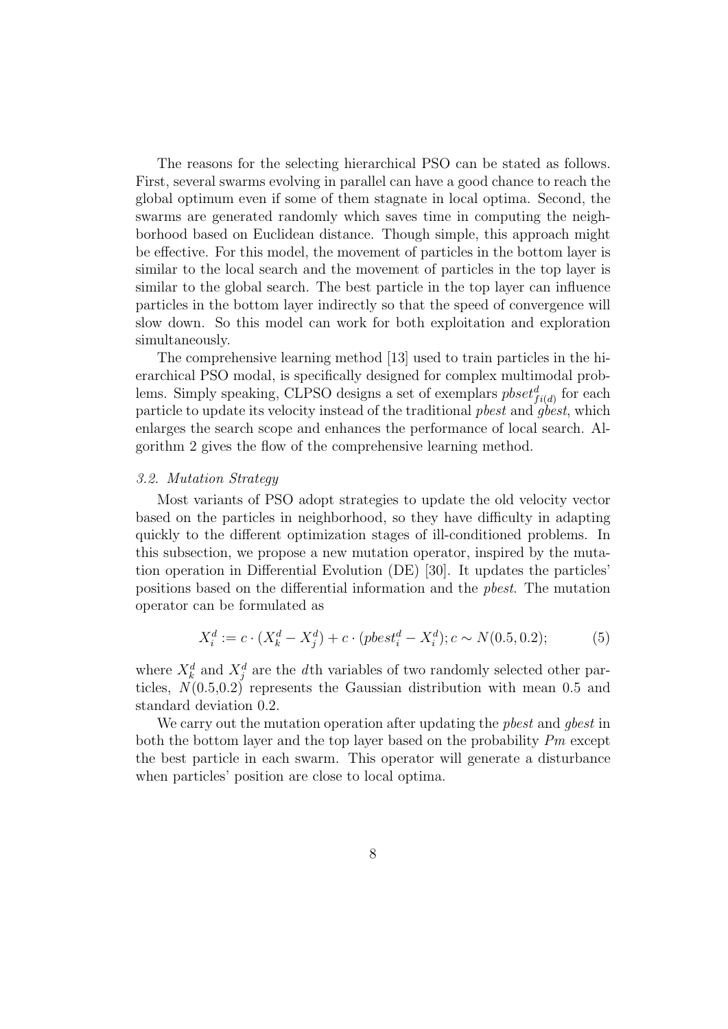The reasons for the selecting hierarchical PSO can be stated as follows. First, several swarms evolving in parallel can have a good chance to reach the global optimum even if some of them stagnate in local optima. Second, the swarms are generated randomly which saves time in computing the neighborhood based on Euclidean distance. Though simple, this approach might be effective. For this model, the movement of particles in the bottom layer is similar to the local search and the movement of particles in the top layer is similar to the global search. The best particle in the top layer can influence particles in the bottom layer indirectly so that the speed of convergence will slow down. So this model can work for both exploitation and exploration simultaneously.

The comprehensive learning method [13] used to train particles in the hierarchical PSO modal, is specifically designed for complex multimodal problems. Simply speaking, CLPSO designs a set of exemplars $pbset^d_{fi(d)}$ for each particle to update its velocity instead of the traditional *pbest* and *gbest*, which enlarges the search scope and enhances the performance of local search. Algorithm 2 gives the flow of the comprehensive learning method.

### *3.2. Mutation Strategy*

Most variants of PSO adopt strategies to update the old velocity vector based on the particles in neighborhood, so they have difficulty in adapting quickly to the different optimization stages of ill-conditioned problems. In this subsection, we propose a new mutation operator, inspired by the mutation operation in Differential Evolution (DE) [30]. It updates the particles' positions based on the differential information and the *pbest*. The mutation operator can be formulated as

$$X^d_i := c \cdot (X^d_k - X^d_j) + c \cdot (pbest^d_i - X^d_i); c \sim N(0.5, 0.2); \tag{5}$$

where $X^d_k$ and $X^d_j$ are the $d$th variables of two randomly selected other particles, $N(0.5,0.2)$ represents the Gaussian distribution with mean 0.5 and standard deviation 0.2.

We carry out the mutation operation after updating the *pbest* and *gbest* in both the bottom layer and the top layer based on the probability $Pm$ except the best particle in each swarm. This operator will generate a disturbance when particles' position are close to local optima.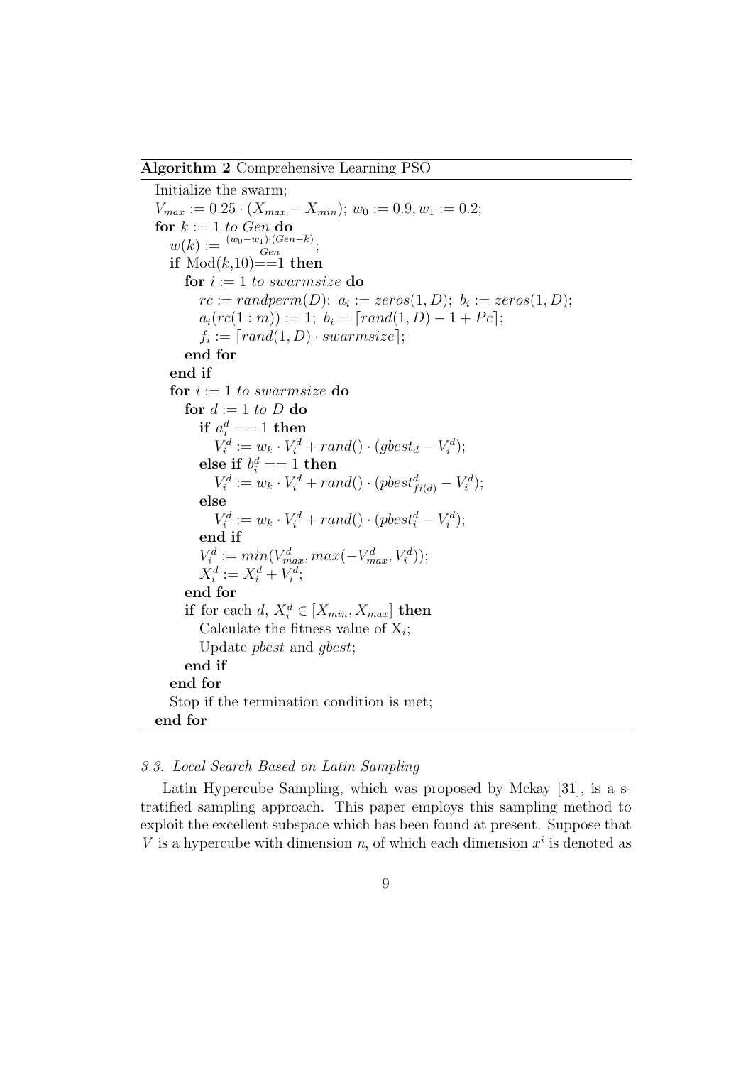**Algorithm 2** Comprehensive Learning PSO

```
Initialize the swarm;
V_max := 0.25 · (X_max − X_min); w_0 := 0.9, w_1 := 0.2;
for k := 1 to Gen do
    w(k) := ((w_0 − w_1) · (Gen − k)) / Gen;
    if Mod(k,10)==1 then
        for i := 1 to swarmsize do
            rc := randperm(D); a_i := zeros(1, D); b_i := zeros(1, D);
            a_i(rc(1 : m)) := 1; b_i = ⌈rand(1, D) − 1 + Pc⌉;
            f_i := ⌈rand(1, D) · swarmsize⌉;
        end for
    end if
    for i := 1 to swarmsize do
        for d := 1 to D do
            if a_i^d == 1 then
                V_i^d := w_k · V_i^d + rand() · (gbest_d − V_i^d);
            else if b_i^d == 1 then
                V_i^d := w_k · V_i^d + rand() · (pbest^d_{fi(d)} − V_i^d);
            else
                V_i^d := w_k · V_i^d + rand() · (pbest_i^d − V_i^d);
            end if
            V_i^d := min(V_max^d, max(−V_max^d, V_i^d));
            X_i^d := X_i^d + V_i^d;
        end for
        if for each d, X_i^d ∈ [X_min, X_max] then
            Calculate the fitness value of X_i;
            Update pbest and gbest;
        end if
    end for
    Stop if the termination condition is met;
end for
```

*3.3. Local Search Based on Latin Sampling*

Latin Hypercube Sampling, which was proposed by Mckay [31], is a stratified sampling approach. This paper employs this sampling method to exploit the excellent subspace which has been found at present. Suppose that $V$ is a hypercube with dimension $n$, of which each dimension $x^i$ is denoted as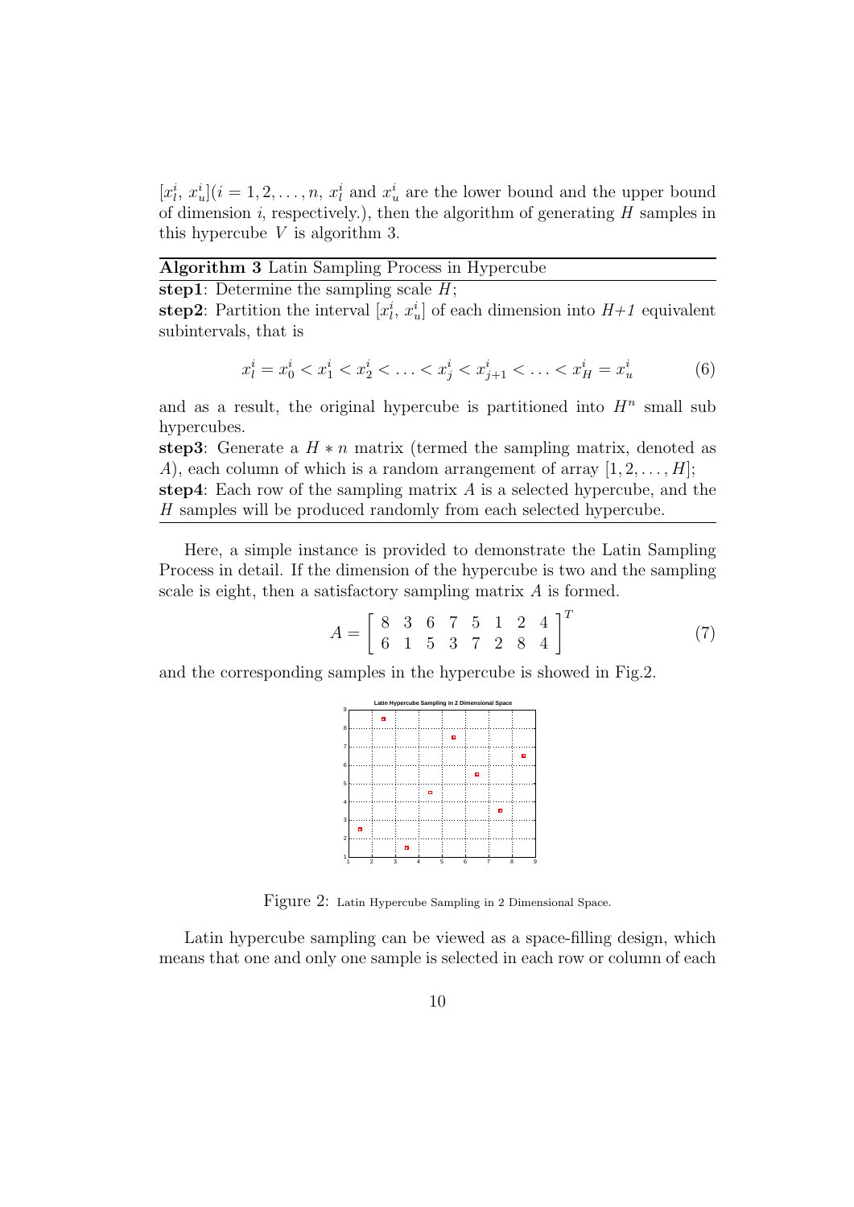$[x_l^i,\ x_u^i](i = 1, 2, \ldots, n,\ x_l^i$ and $x_u^i$ are the lower bound and the upper bound of dimension $i$, respectively.), then the algorithm of generating $H$ samples in this hypercube $V$ is algorithm 3.

---

**Algorithm 3** Latin Sampling Process in Hypercube

---

**step1**: Determine the sampling scale $H$;

**step2**: Partition the interval $[x_l^i,\ x_u^i]$ of each dimension into *H+1* equivalent subintervals, that is

$$x_l^i = x_0^i < x_1^i < x_2^i < \ldots < x_j^i < x_{j+1}^i < \ldots < x_H^i = x_u^i \tag{6}$$

and as a result, the original hypercube is partitioned into $H^n$ small sub hypercubes.

**step3**: Generate a $H * n$ matrix (termed the sampling matrix, denoted as $A$), each column of which is a random arrangement of array $[1, 2, \ldots, H]$;

**step4**: Each row of the sampling matrix $A$ is a selected hypercube, and the $H$ samples will be produced randomly from each selected hypercube.

---

Here, a simple instance is provided to demonstrate the Latin Sampling Process in detail. If the dimension of the hypercube is two and the sampling scale is eight, then a satisfactory sampling matrix $A$ is formed.

$$A = \begin{bmatrix} 8 & 3 & 6 & 7 & 5 & 1 & 2 & 4 \\ 6 & 1 & 5 & 3 & 7 & 2 & 8 & 4 \end{bmatrix}^T \tag{7}$$

and the corresponding samples in the hypercube is showed in Fig.2.

Figure 2: Latin Hypercube Sampling in 2 Dimensional Space.

Latin hypercube sampling can be viewed as a space-filling design, which means that one and only one sample is selected in each row or column of each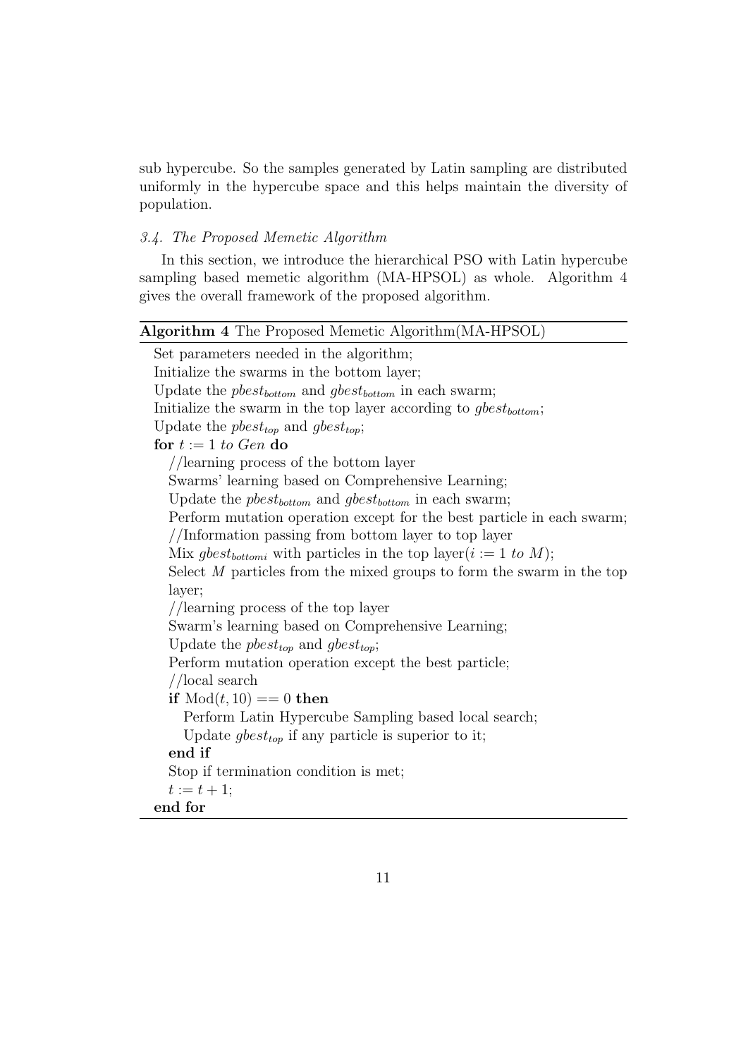sub hypercube. So the samples generated by Latin sampling are distributed uniformly in the hypercube space and this helps maintain the diversity of population.

### *3.4. The Proposed Memetic Algorithm*

In this section, we introduce the hierarchical PSO with Latin hypercube sampling based memetic algorithm (MA-HPSOL) as whole. Algorithm 4 gives the overall framework of the proposed algorithm.

**Algorithm 4** The Proposed Memetic Algorithm(MA-HPSOL)

```
Set parameters needed in the algorithm;
Initialize the swarms in the bottom layer;
Update the pbest_bottom and gbest_bottom in each swarm;
Initialize the swarm in the top layer according to gbest_bottom;
Update the pbest_top and gbest_top;
for t := 1 to Gen do
    //learning process of the bottom layer
    Swarms' learning based on Comprehensive Learning;
    Update the pbest_bottom and gbest_bottom in each swarm;
    Perform mutation operation except for the best particle in each swarm;
    //Information passing from bottom layer to top layer
    Mix gbest_bottomi with particles in the top layer(i := 1 to M);
    Select M particles from the mixed groups to form the swarm in the top
    layer;
    //learning process of the top layer
    Swarm's learning based on Comprehensive Learning;
    Update the pbest_top and gbest_top;
    Perform mutation operation except the best particle;
    //local search
    if Mod(t, 10) == 0 then
        Perform Latin Hypercube Sampling based local search;
        Update gbest_top if any particle is superior to it;
    end if
    Stop if termination condition is met;
    t := t + 1;
end for
```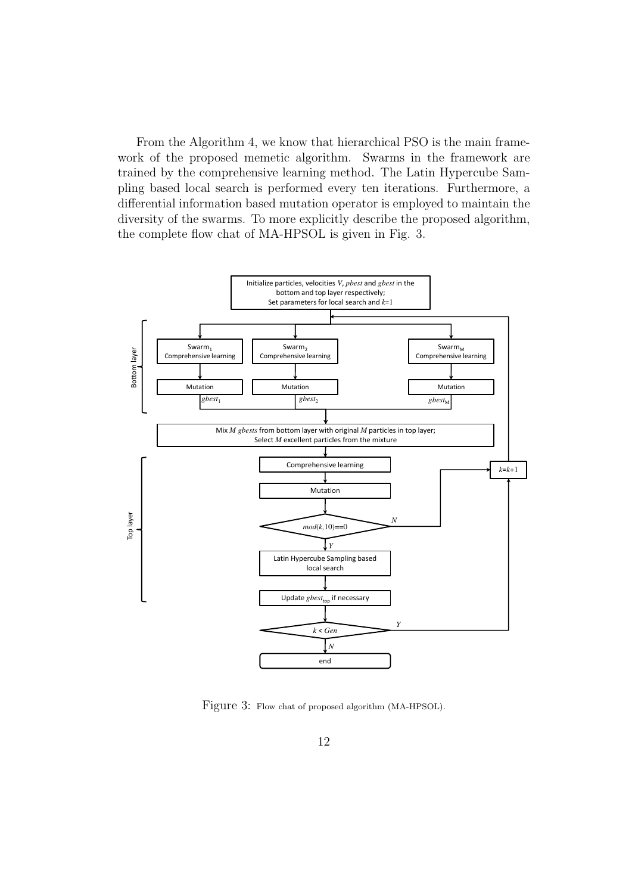From the Algorithm 4, we know that hierarchical PSO is the main framework of the proposed memetic algorithm. Swarms in the framework are trained by the comprehensive learning method. The Latin Hypercube Sampling based local search is performed every ten iterations. Furthermore, a differential information based mutation operator is employed to maintain the diversity of the swarms. To more explicitly describe the proposed algorithm, the complete flow chat of MA-HPSOL is given in Fig. 3.

Figure 3: Flow chat of proposed algorithm (MA-HPSOL).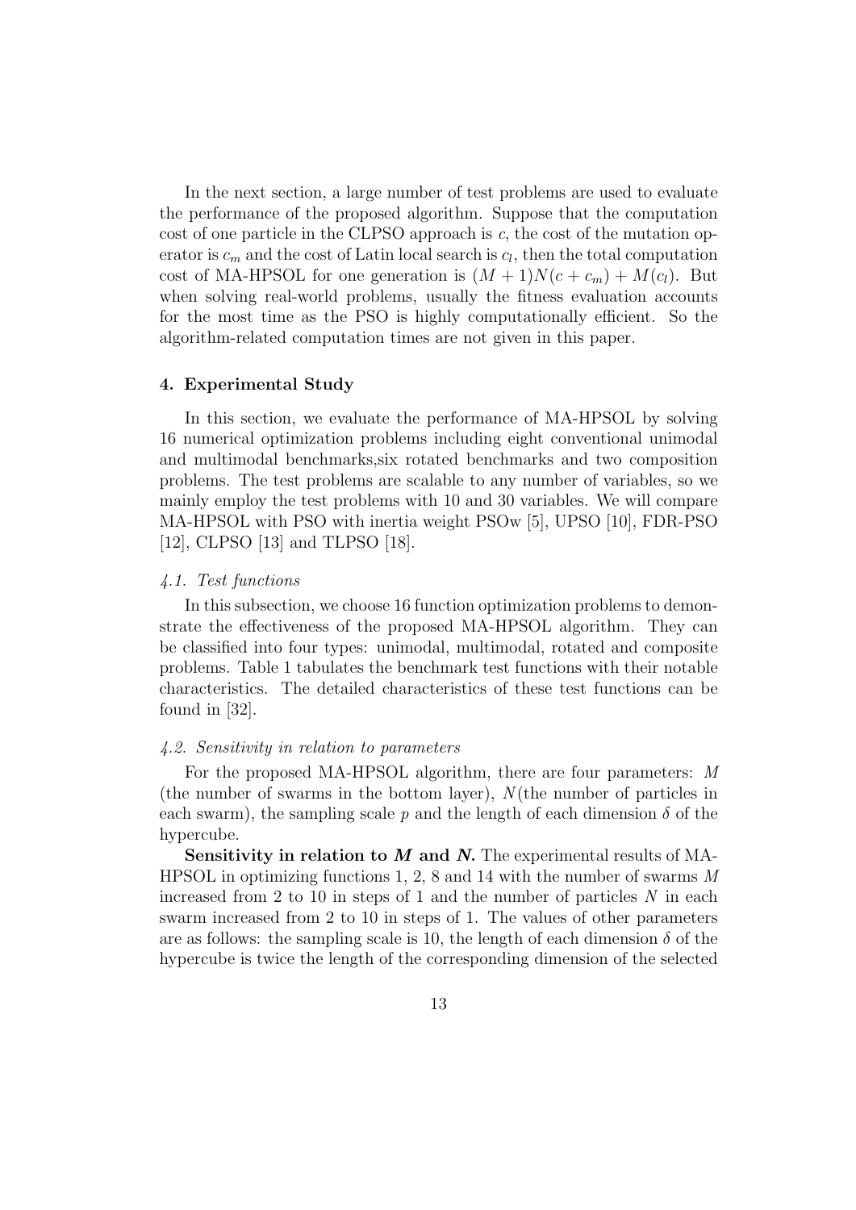In the next section, a large number of test problems are used to evaluate the performance of the proposed algorithm. Suppose that the computation cost of one particle in the CLPSO approach is $c$, the cost of the mutation operator is $c_m$ and the cost of Latin local search is $c_l$, then the total computation cost of MA-HPSOL for one generation is $(M+1)N(c+c_m)+M(c_l)$. But when solving real-world problems, usually the fitness evaluation accounts for the most time as the PSO is highly computationally efficient. So the algorithm-related computation times are not given in this paper.

## 4. Experimental Study

In this section, we evaluate the performance of MA-HPSOL by solving 16 numerical optimization problems including eight conventional unimodal and multimodal benchmarks,six rotated benchmarks and two composition problems. The test problems are scalable to any number of variables, so we mainly employ the test problems with 10 and 30 variables. We will compare MA-HPSOL with PSO with inertia weight PSOw [5], UPSO [10], FDR-PSO [12], CLPSO [13] and TLPSO [18].

### *4.1. Test functions*

In this subsection, we choose 16 function optimization problems to demonstrate the effectiveness of the proposed MA-HPSOL algorithm. They can be classified into four types: unimodal, multimodal, rotated and composite problems. Table 1 tabulates the benchmark test functions with their notable characteristics. The detailed characteristics of these test functions can be found in [32].

### *4.2. Sensitivity in relation to parameters*

For the proposed MA-HPSOL algorithm, there are four parameters: $M$ (the number of swarms in the bottom layer), $N$(the number of particles in each swarm), the sampling scale $p$ and the length of each dimension $\delta$ of the hypercube.

**Sensitivity in relation to *M* and *N*.** The experimental results of MA-HPSOL in optimizing functions 1, 2, 8 and 14 with the number of swarms $M$ increased from 2 to 10 in steps of 1 and the number of particles $N$ in each swarm increased from 2 to 10 in steps of 1. The values of other parameters are as follows: the sampling scale is 10, the length of each dimension $\delta$ of the hypercube is twice the length of the corresponding dimension of the selected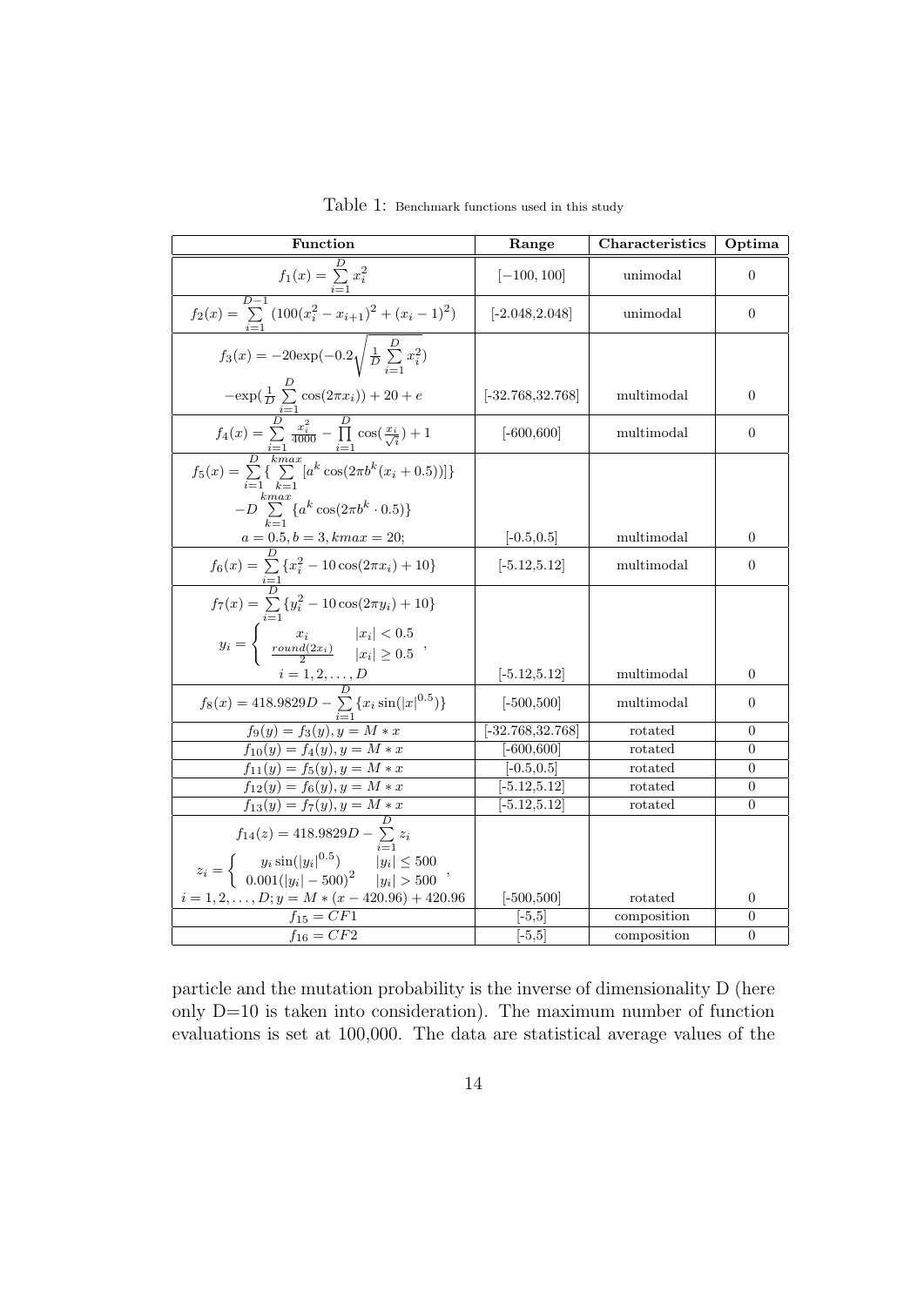Table 1: Benchmark functions used in this study

| Function | Range | Characteristics | Optima |
|---|---|---|---|
| $f_1(x) = \sum_{i=1}^{D} x_i^2$ | $[-100, 100]$ | unimodal | 0 |
| $f_2(x) = \sum_{i=1}^{D-1} (100(x_i^2 - x_{i+1})^2 + (x_i - 1)^2)$ | [-2.048,2.048] | unimodal | 0 |
| $f_3(x) = -20\exp(-0.2\sqrt{\frac{1}{D}\sum_{i=1}^{D} x_i^2}) - \exp(\frac{1}{D}\sum_{i=1}^{D}\cos(2\pi x_i)) + 20 + e$ | [-32.768,32.768] | multimodal | 0 |
| $f_4(x) = \sum_{i=1}^{D} \frac{x_i^2}{4000} - \prod_{i=1}^{D}\cos(\frac{x_i}{\sqrt{i}}) + 1$ | [-600,600] | multimodal | 0 |
| $f_5(x) = \sum_{i=1}^{D}\{\sum_{k=1}^{kmax}[a^k\cos(2\pi b^k(x_i + 0.5))]\} - D\sum_{k=1}^{kmax}\{a^k\cos(2\pi b^k \cdot 0.5)\}$ $a = 0.5, b = 3, kmax = 20;$ | [-0.5,0.5] | multimodal | 0 |
| $f_6(x) = \sum_{i=1}^{D}\{x_i^2 - 10\cos(2\pi x_i) + 10\}$ | [-5.12,5.12] | multimodal | 0 |
| $f_7(x) = \sum_{i=1}^{D}\{y_i^2 - 10\cos(2\pi y_i) + 10\}$ $y_i = \begin{cases} x_i & \lvert x_i\rvert < 0.5 \\ \frac{round(2x_i)}{2} & \lvert x_i\rvert \geq 0.5 \end{cases},$ $i = 1, 2, \ldots, D$ | [-5.12,5.12] | multimodal | 0 |
| $f_8(x) = 418.9829D - \sum_{i=1}^{D}\{x_i\sin(\lvert x\rvert^{0.5})\}$ | [-500,500] | multimodal | 0 |
| $f_9(y) = f_3(y), y = M * x$ | [-32.768,32.768] | rotated | 0 |
| $f_{10}(y) = f_4(y), y = M * x$ | [-600,600] | rotated | 0 |
| $f_{11}(y) = f_5(y), y = M * x$ | [-0.5,0.5] | rotated | 0 |
| $f_{12}(y) = f_6(y), y = M * x$ | [-5.12,5.12] | rotated | 0 |
| $f_{13}(y) = f_7(y), y = M * x$ | [-5.12,5.12] | rotated | 0 |
| $f_{14}(z) = 418.9829D - \sum_{i=1}^{D} z_i$ $z_i = \begin{cases} y_i\sin(\lvert y_i\rvert^{0.5}) & \lvert y_i\rvert \leq 500 \\ 0.001(\lvert y_i\rvert - 500)^2 & \lvert y_i\rvert > 500 \end{cases},$ $i = 1, 2, \ldots, D; y = M * (x - 420.96) + 420.96$ | [-500,500] | rotated | 0 |
| $f_{15} = CF1$ | [-5,5] | composition | 0 |
| $f_{16} = CF2$ | [-5,5] | composition | 0 |

particle and the mutation probability is the inverse of dimensionality D (here only D=10 is taken into consideration). The maximum number of function evaluations is set at 100,000. The data are statistical average values of the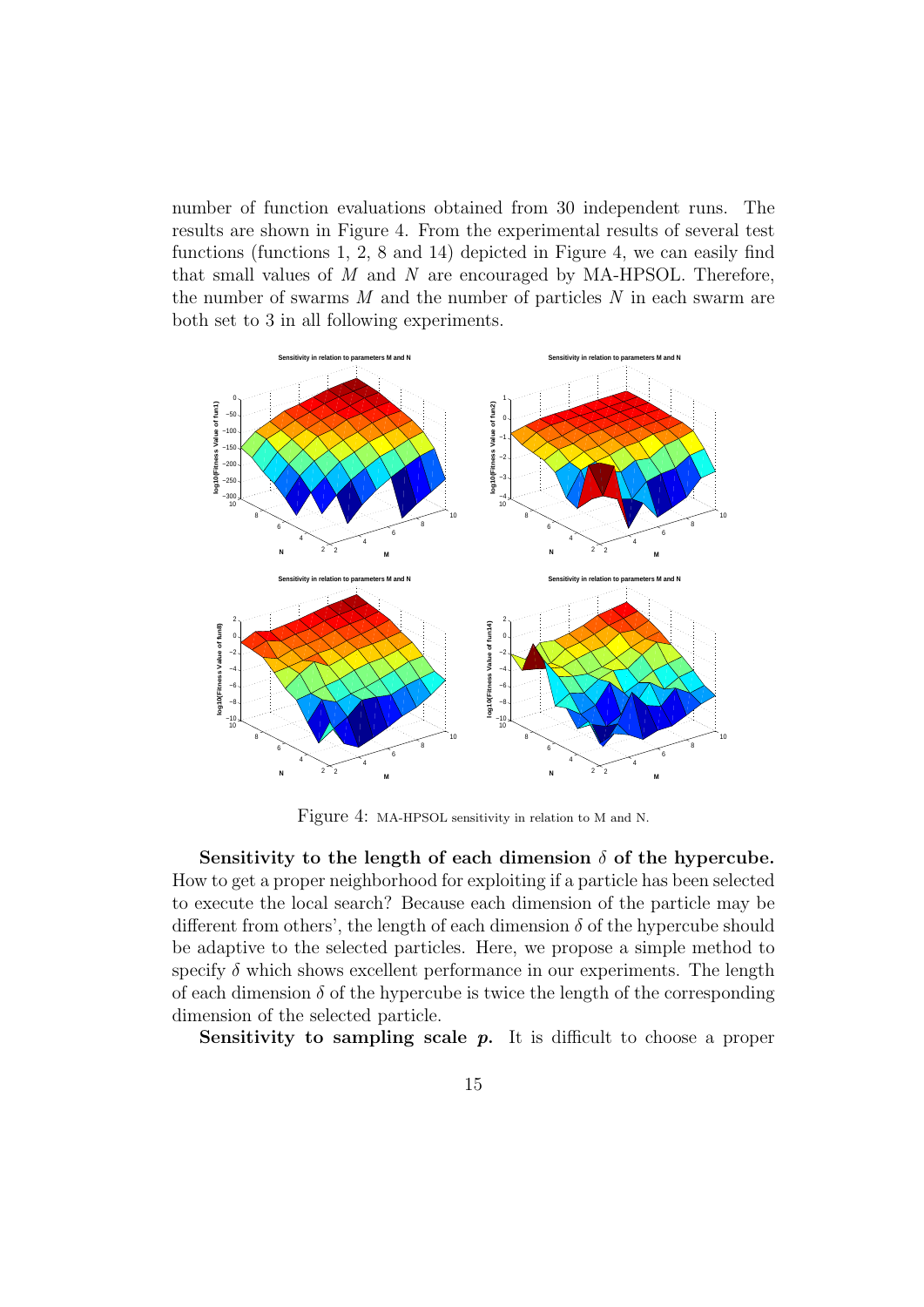number of function evaluations obtained from 30 independent runs. The results are shown in Figure 4. From the experimental results of several test functions (functions 1, 2, 8 and 14) depicted in Figure 4, we can easily find that small values of $M$ and $N$ are encouraged by MA-HPSOL. Therefore, the number of swarms $M$ and the number of particles $N$ in each swarm are both set to 3 in all following experiments.

Figure 4: MA-HPSOL sensitivity in relation to M and N.

**Sensitivity to the length of each dimension $\delta$ of the hypercube.** How to get a proper neighborhood for exploiting if a particle has been selected to execute the local search? Because each dimension of the particle may be different from others', the length of each dimension $\delta$ of the hypercube should be adaptive to the selected particles. Here, we propose a simple method to specify $\delta$ which shows excellent performance in our experiments. The length of each dimension $\delta$ of the hypercube is twice the length of the corresponding dimension of the selected particle.

**Sensitivity to sampling scale *p*.** It is difficult to choose a proper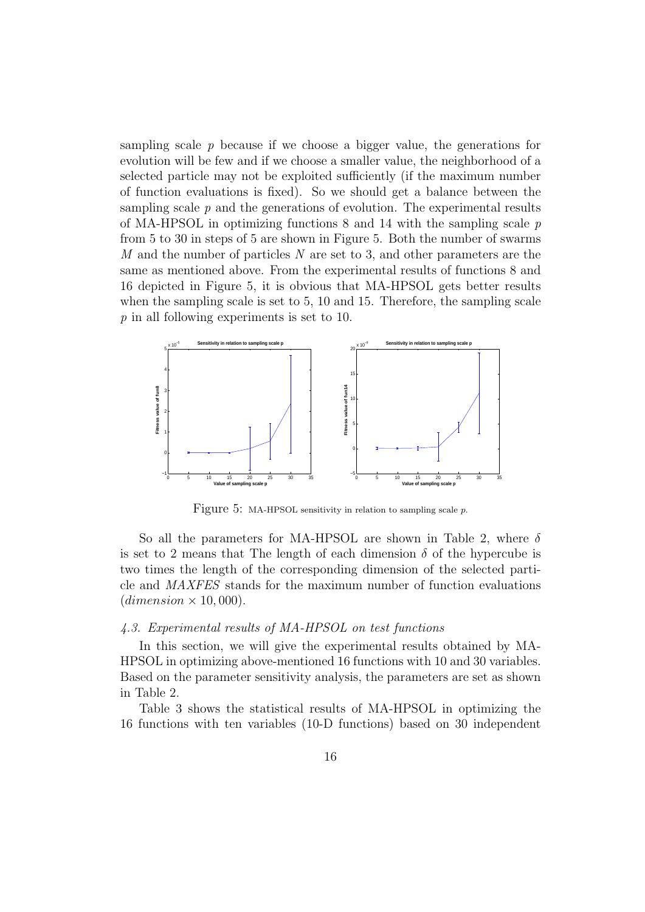sampling scale $p$ because if we choose a bigger value, the generations for evolution will be few and if we choose a smaller value, the neighborhood of a selected particle may not be exploited sufficiently (if the maximum number of function evaluations is fixed). So we should get a balance between the sampling scale $p$ and the generations of evolution. The experimental results of MA-HPSOL in optimizing functions 8 and 14 with the sampling scale $p$ from 5 to 30 in steps of 5 are shown in Figure 5. Both the number of swarms $M$ and the number of particles $N$ are set to 3, and other parameters are the same as mentioned above. From the experimental results of functions 8 and 16 depicted in Figure 5, it is obvious that MA-HPSOL gets better results when the sampling scale is set to 5, 10 and 15. Therefore, the sampling scale $p$ in all following experiments is set to 10.

Figure 5: MA-HPSOL sensitivity in relation to sampling scale $p$.

So all the parameters for MA-HPSOL are shown in Table 2, where $\delta$ is set to 2 means that The length of each dimension $\delta$ of the hypercube is two times the length of the corresponding dimension of the selected particle and *MAXFES* stands for the maximum number of function evaluations ($dimension \times 10,000$).

### *4.3. Experimental results of MA-HPSOL on test functions*

In this section, we will give the experimental results obtained by MA-HPSOL in optimizing above-mentioned 16 functions with 10 and 30 variables. Based on the parameter sensitivity analysis, the parameters are set as shown in Table 2.

Table 3 shows the statistical results of MA-HPSOL in optimizing the 16 functions with ten variables (10-D functions) based on 30 independent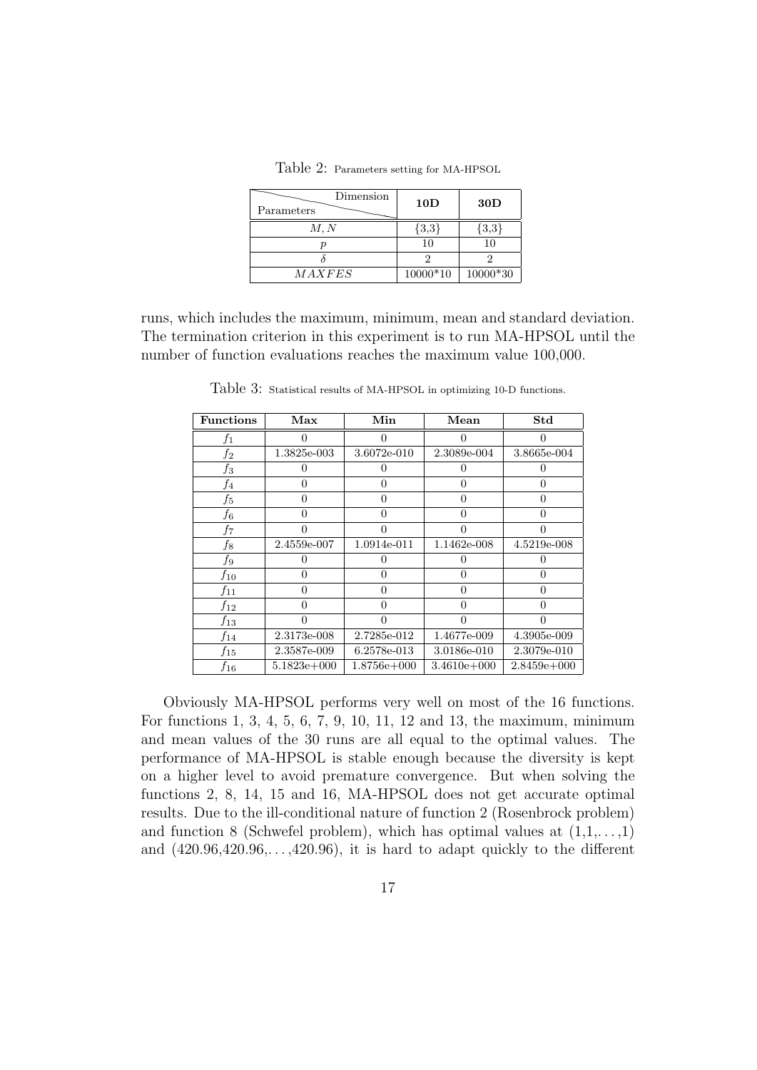Table 2: Parameters setting for MA-HPSOL

| Parameters \ Dimension | **10D** | **30D** |
|---|---|---|
| $M, N$ | {3,3} | {3,3} |
| $p$ | 10 | 10 |
| $\delta$ | 2 | 2 |
| $MAXFES$ | 10000*10 | 10000*30 |

runs, which includes the maximum, minimum, mean and standard deviation. The termination criterion in this experiment is to run MA-HPSOL until the number of function evaluations reaches the maximum value 100,000.

Table 3: Statistical results of MA-HPSOL in optimizing 10-D functions.

| **Functions** | **Max** | **Min** | **Mean** | **Std** |
|---|---|---|---|---|
| $f_1$ | 0 | 0 | 0 | 0 |
| $f_2$ | 1.3825e-003 | 3.6072e-010 | 2.3089e-004 | 3.8665e-004 |
| $f_3$ | 0 | 0 | 0 | 0 |
| $f_4$ | 0 | 0 | 0 | 0 |
| $f_5$ | 0 | 0 | 0 | 0 |
| $f_6$ | 0 | 0 | 0 | 0 |
| $f_7$ | 0 | 0 | 0 | 0 |
| $f_8$ | 2.4559e-007 | 1.0914e-011 | 1.1462e-008 | 4.5219e-008 |
| $f_9$ | 0 | 0 | 0 | 0 |
| $f_{10}$ | 0 | 0 | 0 | 0 |
| $f_{11}$ | 0 | 0 | 0 | 0 |
| $f_{12}$ | 0 | 0 | 0 | 0 |
| $f_{13}$ | 0 | 0 | 0 | 0 |
| $f_{14}$ | 2.3173e-008 | 2.7285e-012 | 1.4677e-009 | 4.3905e-009 |
| $f_{15}$ | 2.3587e-009 | 6.2578e-013 | 3.0186e-010 | 2.3079e-010 |
| $f_{16}$ | 5.1823e+000 | 1.8756e+000 | 3.4610e+000 | 2.8459e+000 |

Obviously MA-HPSOL performs very well on most of the 16 functions. For functions 1, 3, 4, 5, 6, 7, 9, 10, 11, 12 and 13, the maximum, minimum and mean values of the 30 runs are all equal to the optimal values. The performance of MA-HPSOL is stable enough because the diversity is kept on a higher level to avoid premature convergence. But when solving the functions 2, 8, 14, 15 and 16, MA-HPSOL does not get accurate optimal results. Due to the ill-conditional nature of function 2 (Rosenbrock problem) and function 8 (Schwefel problem), which has optimal values at $(1,1,\ldots,1)$ and $(420.96,420.96,\ldots,420.96)$, it is hard to adapt quickly to the different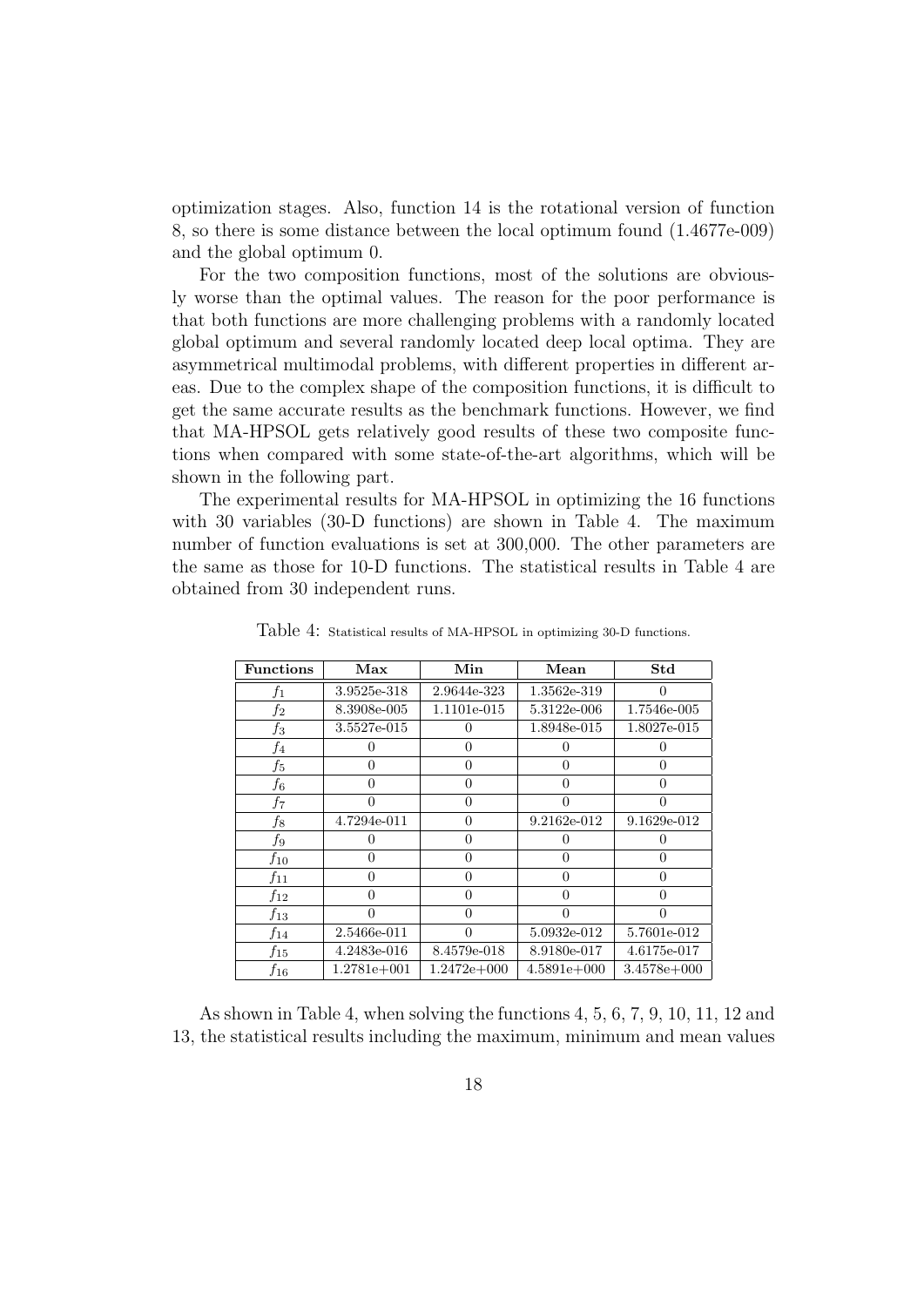optimization stages. Also, function 14 is the rotational version of function 8, so there is some distance between the local optimum found (1.4677e-009) and the global optimum 0.

For the two composition functions, most of the solutions are obviously worse than the optimal values. The reason for the poor performance is that both functions are more challenging problems with a randomly located global optimum and several randomly located deep local optima. They are asymmetrical multimodal problems, with different properties in different areas. Due to the complex shape of the composition functions, it is difficult to get the same accurate results as the benchmark functions. However, we find that MA-HPSOL gets relatively good results of these two composite functions when compared with some state-of-the-art algorithms, which will be shown in the following part.

The experimental results for MA-HPSOL in optimizing the 16 functions with 30 variables (30-D functions) are shown in Table 4. The maximum number of function evaluations is set at 300,000. The other parameters are the same as those for 10-D functions. The statistical results in Table 4 are obtained from 30 independent runs.

Table 4: Statistical results of MA-HPSOL in optimizing 30-D functions.

| **Functions** | **Max** | **Min** | **Mean** | **Std** |
|---|---|---|---|---|
| $f_1$ | 3.9525e-318 | 2.9644e-323 | 1.3562e-319 | 0 |
| $f_2$ | 8.3908e-005 | 1.1101e-015 | 5.3122e-006 | 1.7546e-005 |
| $f_3$ | 3.5527e-015 | 0 | 1.8948e-015 | 1.8027e-015 |
| $f_4$ | 0 | 0 | 0 | 0 |
| $f_5$ | 0 | 0 | 0 | 0 |
| $f_6$ | 0 | 0 | 0 | 0 |
| $f_7$ | 0 | 0 | 0 | 0 |
| $f_8$ | 4.7294e-011 | 0 | 9.2162e-012 | 9.1629e-012 |
| $f_9$ | 0 | 0 | 0 | 0 |
| $f_{10}$ | 0 | 0 | 0 | 0 |
| $f_{11}$ | 0 | 0 | 0 | 0 |
| $f_{12}$ | 0 | 0 | 0 | 0 |
| $f_{13}$ | 0 | 0 | 0 | 0 |
| $f_{14}$ | 2.5466e-011 | 0 | 5.0932e-012 | 5.7601e-012 |
| $f_{15}$ | 4.2483e-016 | 8.4579e-018 | 8.9180e-017 | 4.6175e-017 |
| $f_{16}$ | 1.2781e+001 | 1.2472e+000 | 4.5891e+000 | 3.4578e+000 |

As shown in Table 4, when solving the functions 4, 5, 6, 7, 9, 10, 11, 12 and 13, the statistical results including the maximum, minimum and mean values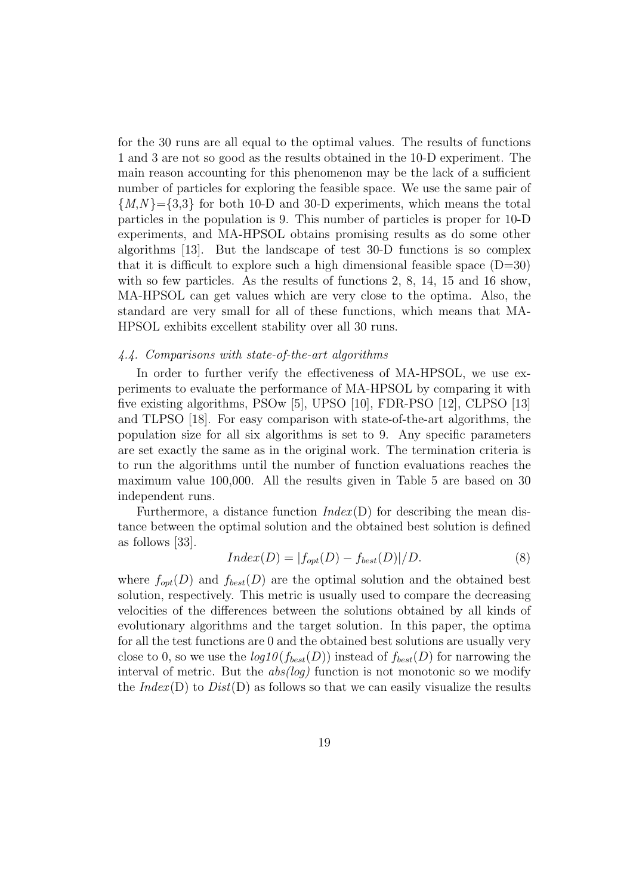for the 30 runs are all equal to the optimal values. The results of functions 1 and 3 are not so good as the results obtained in the 10-D experiment. The main reason accounting for this phenomenon may be the lack of a sufficient number of particles for exploring the feasible space. We use the same pair of $\{M,N\}=\{3,3\}$ for both 10-D and 30-D experiments, which means the total particles in the population is 9. This number of particles is proper for 10-D experiments, and MA-HPSOL obtains promising results as do some other algorithms [13]. But the landscape of test 30-D functions is so complex that it is difficult to explore such a high dimensional feasible space (D=30) with so few particles. As the results of functions 2, 8, 14, 15 and 16 show, MA-HPSOL can get values which are very close to the optima. Also, the standard are very small for all of these functions, which means that MA-HPSOL exhibits excellent stability over all 30 runs.

### *4.4. Comparisons with state-of-the-art algorithms*

In order to further verify the effectiveness of MA-HPSOL, we use experiments to evaluate the performance of MA-HPSOL by comparing it with five existing algorithms, PSOw [5], UPSO [10], FDR-PSO [12], CLPSO [13] and TLPSO [18]. For easy comparison with state-of-the-art algorithms, the population size for all six algorithms is set to 9. Any specific parameters are set exactly the same as in the original work. The termination criteria is to run the algorithms until the number of function evaluations reaches the maximum value 100,000. All the results given in Table 5 are based on 30 independent runs.

Furthermore, a distance function *Index*(D) for describing the mean distance between the optimal solution and the obtained best solution is defined as follows [33].

$$Index(D) = |f_{opt}(D) - f_{best}(D)|/D. \tag{8}$$

where $f_{opt}(D)$ and $f_{best}(D)$ are the optimal solution and the obtained best solution, respectively. This metric is usually used to compare the decreasing velocities of the differences between the solutions obtained by all kinds of evolutionary algorithms and the target solution. In this paper, the optima for all the test functions are 0 and the obtained best solutions are usually very close to 0, so we use the $log10(f_{best}(D))$ instead of $f_{best}(D)$ for narrowing the interval of metric. But the *abs(log)* function is not monotonic so we modify the *Index*(D) to *Dist*(D) as follows so that we can easily visualize the results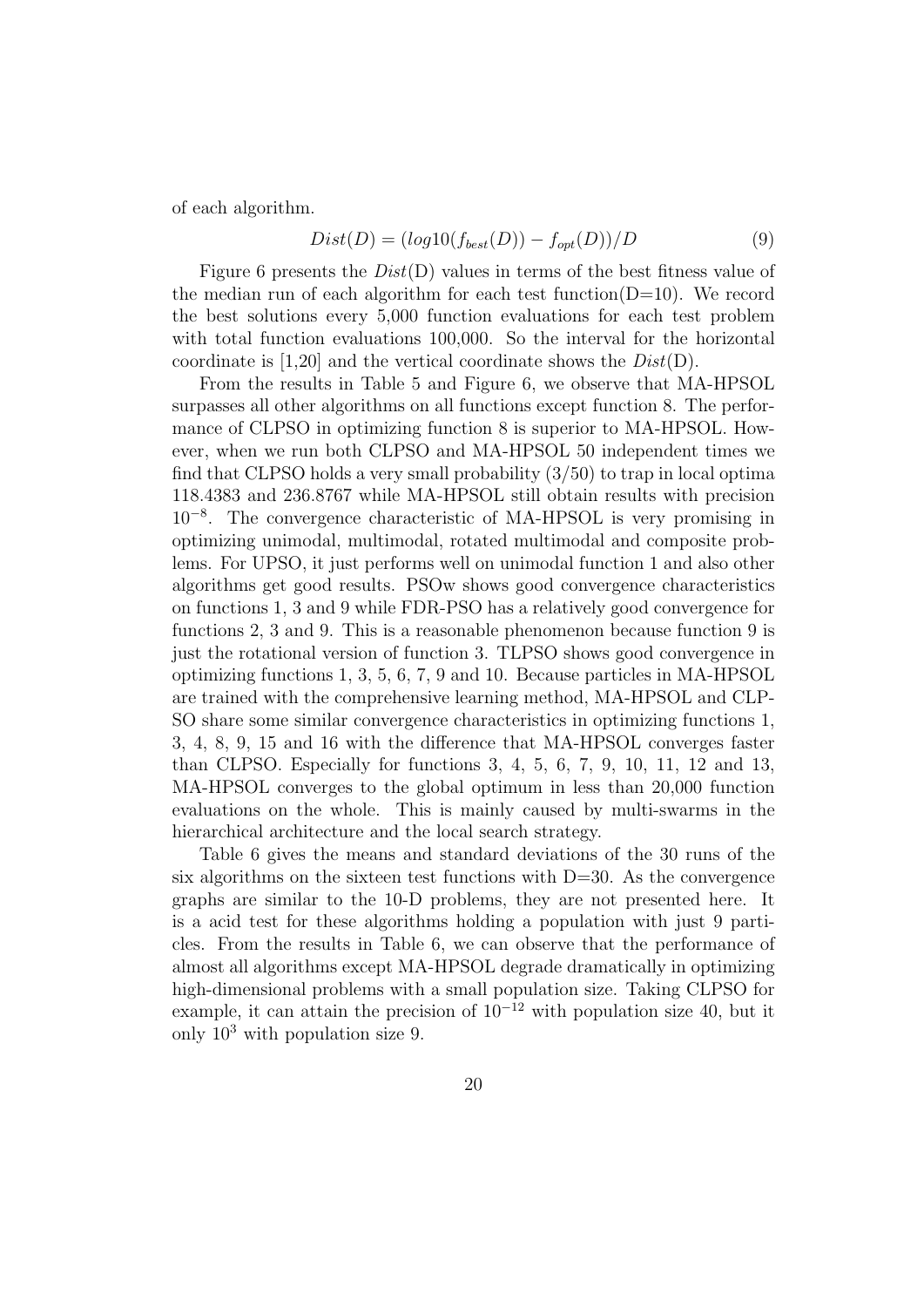of each algorithm.

$$Dist(D) = (log10(f_{best}(D)) - f_{opt}(D))/D \tag{9}$$

Figure 6 presents the $Dist$(D) values in terms of the best fitness value of the median run of each algorithm for each test function(D=10). We record the best solutions every 5,000 function evaluations for each test problem with total function evaluations 100,000. So the interval for the horizontal coordinate is [1,20] and the vertical coordinate shows the $Dist$(D).

From the results in Table 5 and Figure 6, we observe that MA-HPSOL surpasses all other algorithms on all functions except function 8. The performance of CLPSO in optimizing function 8 is superior to MA-HPSOL. However, when we run both CLPSO and MA-HPSOL 50 independent times we find that CLPSO holds a very small probability (3/50) to trap in local optima 118.4383 and 236.8767 while MA-HPSOL still obtain results with precision $10^{-8}$. The convergence characteristic of MA-HPSOL is very promising in optimizing unimodal, multimodal, rotated multimodal and composite problems. For UPSO, it just performs well on unimodal function 1 and also other algorithms get good results. PSOw shows good convergence characteristics on functions 1, 3 and 9 while FDR-PSO has a relatively good convergence for functions 2, 3 and 9. This is a reasonable phenomenon because function 9 is just the rotational version of function 3. TLPSO shows good convergence in optimizing functions 1, 3, 5, 6, 7, 9 and 10. Because particles in MA-HPSOL are trained with the comprehensive learning method, MA-HPSOL and CLPSO share some similar convergence characteristics in optimizing functions 1, 3, 4, 8, 9, 15 and 16 with the difference that MA-HPSOL converges faster than CLPSO. Especially for functions 3, 4, 5, 6, 7, 9, 10, 11, 12 and 13, MA-HPSOL converges to the global optimum in less than 20,000 function evaluations on the whole. This is mainly caused by multi-swarms in the hierarchical architecture and the local search strategy.

Table 6 gives the means and standard deviations of the 30 runs of the six algorithms on the sixteen test functions with D=30. As the convergence graphs are similar to the 10-D problems, they are not presented here. It is a acid test for these algorithms holding a population with just 9 particles. From the results in Table 6, we can observe that the performance of almost all algorithms except MA-HPSOL degrade dramatically in optimizing high-dimensional problems with a small population size. Taking CLPSO for example, it can attain the precision of $10^{-12}$ with population size 40, but it only $10^{3}$ with population size 9.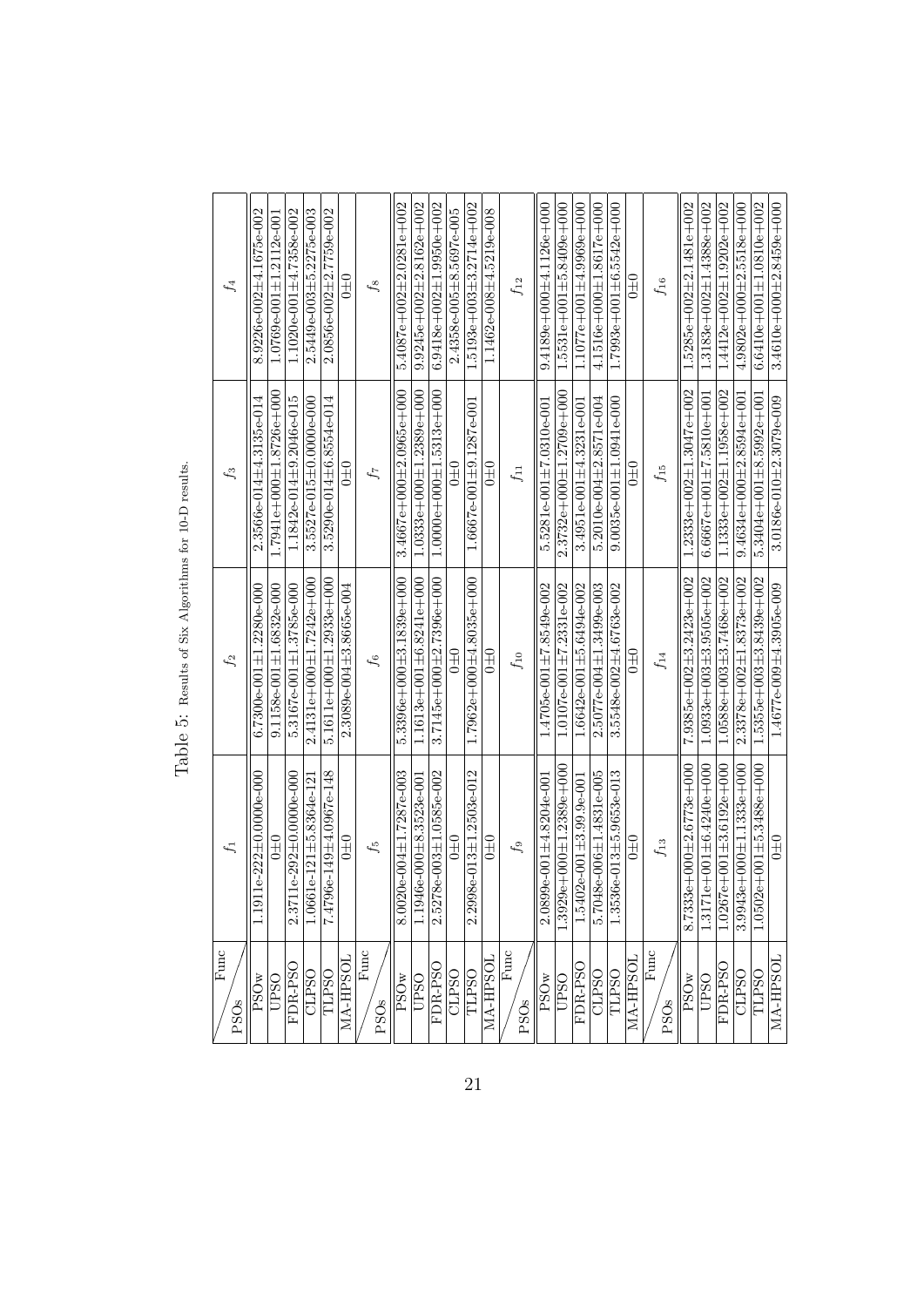Table 5: Results of Six Algorithms for 10-D results.

| Func / PSOs | $f_1$ | $f_2$ | $f_3$ | $f_4$ |
|---|---|---|---|---|
| PSOw | 1.1911e-222±0.0000e-000 | 6.7300e-001±1.2280e-000 | 2.3566e-014±4.3135e-014 | 8.9226e-002±4.1675e-002 |
| UPSO | 0±0 | 9.1158e-001±1.6832e-000 | 1.7941e+000±1.8726e+000 | 1.0769e-001±1.2112e-001 |
| FDR-PSO | 2.3711e-292±0.0000e-000 | 5.3167e-001±1.3785e-000 | 1.1842e-014±9.2046e-015 | 1.1020e-001±4.7358e-002 |
| CLPSO | 1.0661e-121±5.8364e-121 | 2.4131e+000±1.7242e+000 | 3.5527e-015±0.0000e-000 | 2.5449e-003±5.2275e-003 |
| TLPSO | 7.4796e-149±4.0967e-148 | 5.1611e+000±1.2933e+000 | 3.5290e-014±6.8554e-014 | 2.0856e-002±2.7759e-002 |
| MA-HPSOL | 0±0 | 2.3089e-004±3.8665e-004 | 0±0 | 0±0 |
| **Func / PSOs** | $f_5$ | $f_6$ | $f_7$ | $f_8$ |
| PSOw | 8.0020e-004±1.7287e-003 | 5.3396e+000±3.1839e+000 | 3.4667e+000±2.0965e+000 | 5.4087e+002±2.0281e+002 |
| UPSO | 1.1946e-000±8.3523e-001 | 1.1613e+001±6.8241e+000 | 1.0333e+000±1.2389e+000 | 9.9245e+002±2.8162e+002 |
| FDR-PSO | 2.5278e-003±1.0585e-002 | 3.7145e+000±2.7396e+000 | 1.0000e+000±1.5313e+000 | 6.9418e+002±1.9950e+002 |
| CLPSO | 0±0 | 0±0 | 0±0 | 2.4358e-005±8.5697e-005 |
| TLPSO | 2.2998e-013±1.2503e-012 | 1.7962e+000±4.8035e+000 | 1.6667e-001±9.1287e-001 | 1.5193e+003±3.2714e+002 |
| MA-HPSOL | 0±0 | 0±0 | 0±0 | 1.1462e-008±4.5219e-008 |
| **Func / PSOs** | $f_9$ | $f_{10}$ | $f_{11}$ | $f_{12}$ |
| PSOw | 2.0899e-001±4.8204e-001 | 1.4705e-001±7.8549e-002 | 5.5281e-001±7.0310e-001 | 9.4189e+000±4.1126e+000 |
| UPSO | 1.3929e+000±1.2389e+000 | 1.0107e-001±7.2331e-002 | 2.3732e+000±1.2709e+000 | 1.5531e+001±5.8409e+000 |
| FDR-PSO | 1.5402e-001±3.99.9e-001 | 1.6642e-001±5.6494e-002 | 3.4951e-001±4.3231e-001 | 1.1077e+001±4.9969e+000 |
| CLPSO | 5.7048e-006±1.4831e-005 | 2.5077e-004±1.3499e-003 | 5.2010e-004±2.8571e-004 | 4.1516e+000±1.8617e+000 |
| TLPSO | 1.3536e-013±5.9653e-013 | 3.5548e-002±4.6763e-002 | 9.0035e-001±1.0941e-000 | 1.7993e+001±6.5542e+000 |
| MA-HPSOL | 0±0 | 0±0 | 0±0 | 0±0 |
| **Func / PSOs** | $f_{13}$ | $f_{14}$ | $f_{15}$ | $f_{16}$ |
| PSOw | 8.7333e+000±2.6773e+000 | 7.9385e+002±3.2423e+002 | 1.2333e+002±1.3047e+002 | 1.5285e+002±2.1481e+002 |
| UPSO | 1.3171e+001±6.4240e+000 | 1.0933e+003±3.9505e+002 | 6.6667e+001±7.5810e+001 | 1.3183e+002±1.4388e+002 |
| FDR-PSO | 1.0267e+001±3.6192e+000 | 1.0588e+003±3.7468e+002 | 1.1333e+002±1.1958e+002 | 1.4412e+002±1.9202e+002 |
| CLPSO | 3.9943e+000±1.1333e+000 | 2.3378e+002±1.8373e+002 | 9.4634e+000±2.8594e+001 | 4.9802e+000±2.5518e+000 |
| TLPSO | 1.0502e+001±5.3488e+000 | 1.5355e+003±3.8439e+002 | 5.3404e+001±8.5992e+001 | 6.6410e+001±1.0810e+002 |
| MA-HPSOL | 0±0 | 1.4677e-009±4.3905e-009 | 3.0186e-010±2.3079e-009 | 3.4610e+000±2.8459e+000 |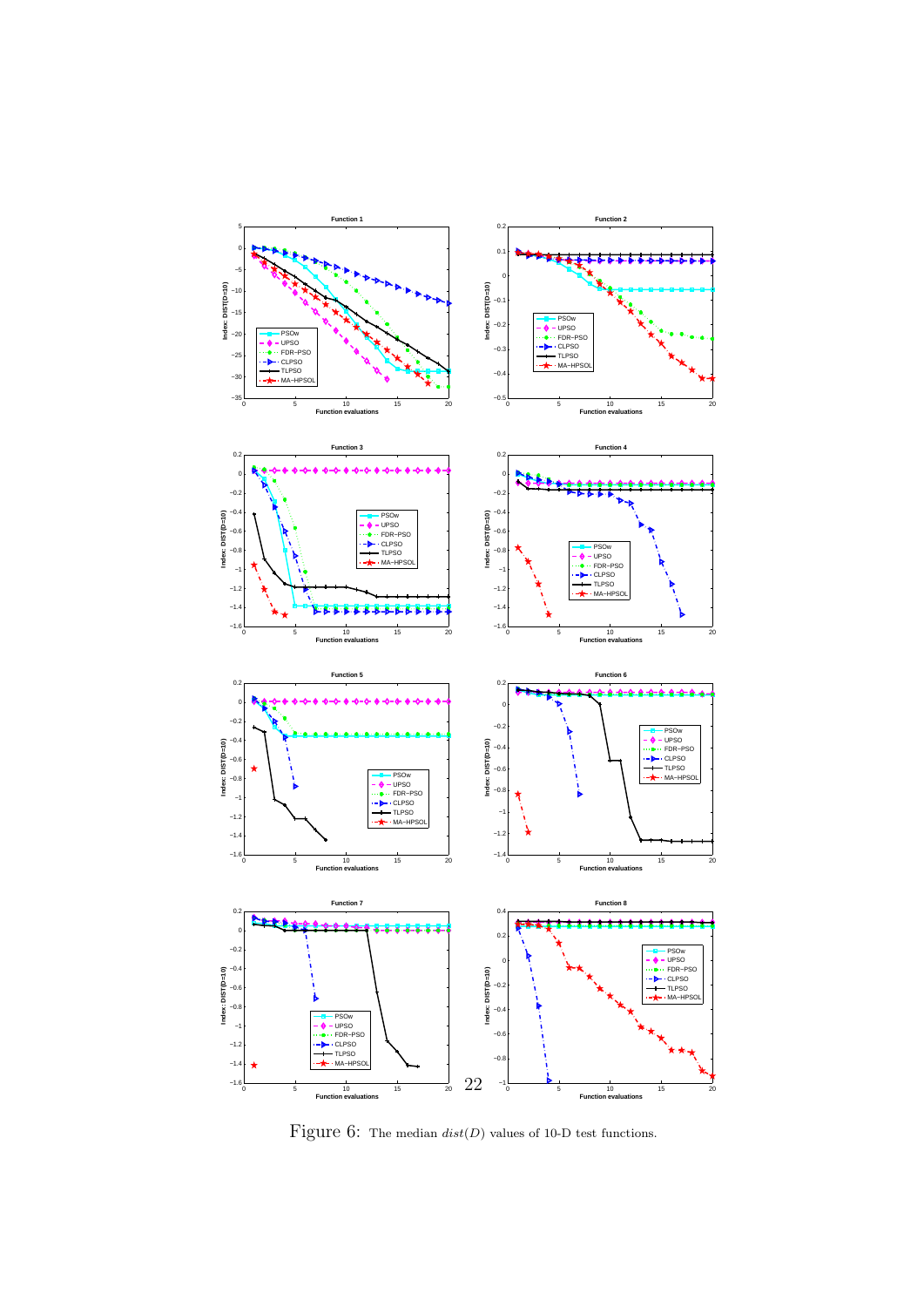Figure 6: The median $dist(D)$ values of 10-D test functions.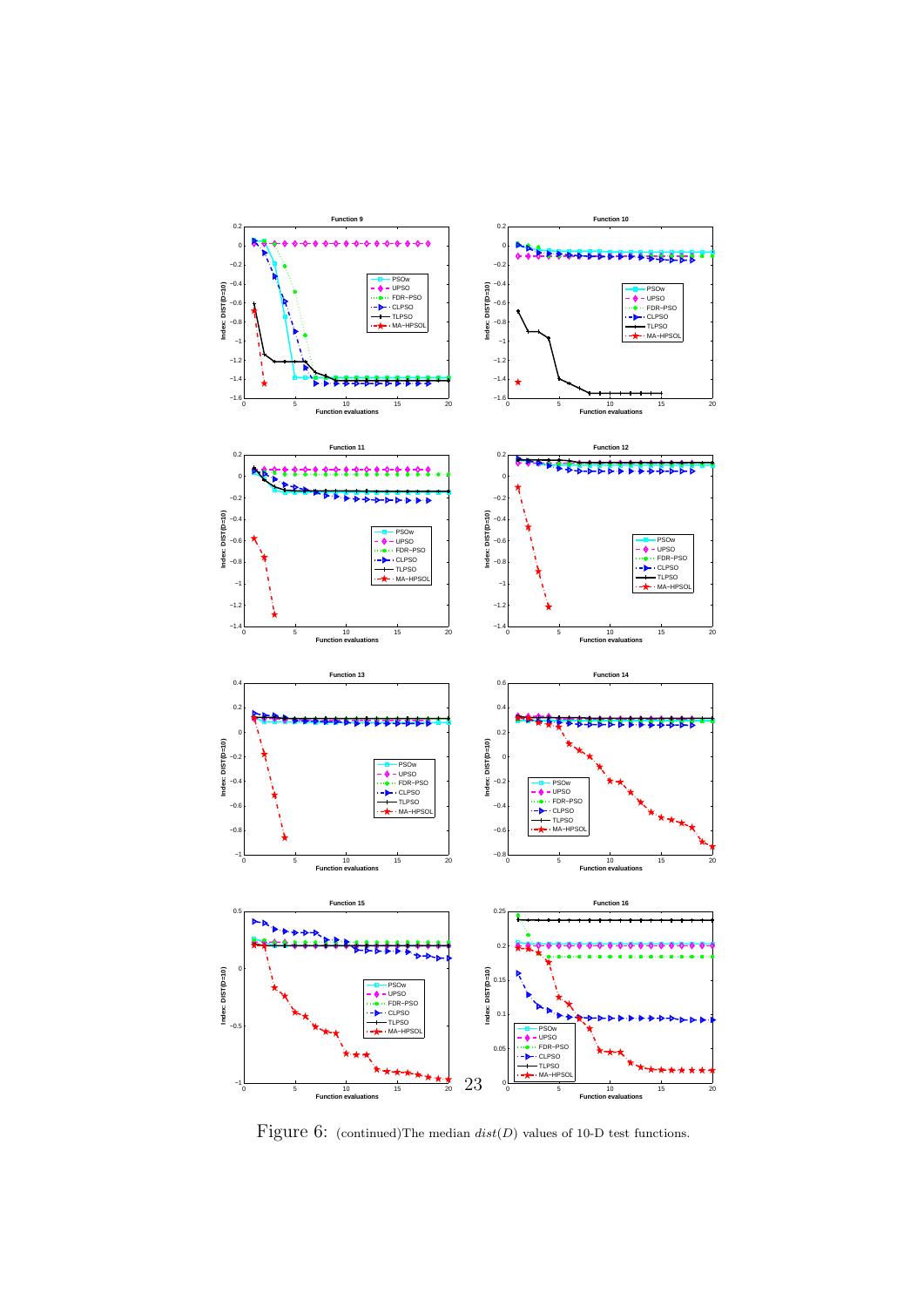Figure 6: (continued)The median $dist(D)$ values of 10-D test functions.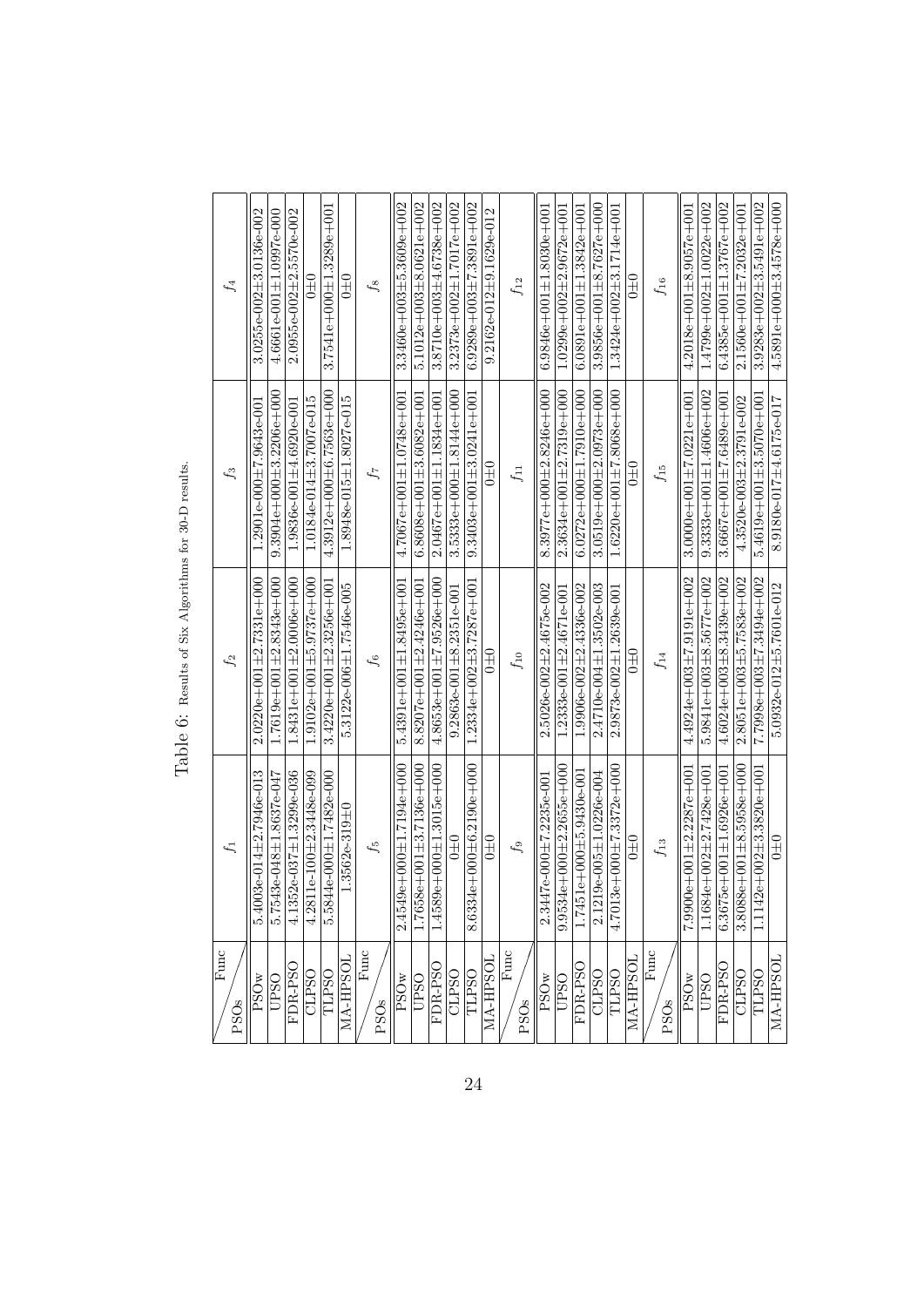Table 6: Results of Six Algorithms for 30-D results.

| Func / PSOs | $f_1$ | $f_2$ | $f_3$ | $f_4$ |
|---|---|---|---|---|
| PSOw | 5.4003e-014±2.7946e-013 | 2.0220e+001±2.7331e+000 | 1.2901e-000±7.9643e-001 | 3.0255e-002±3.0136e-002 |
| UPSO | 5.7543e-048±1.8637e-047 | 1.7619e+001±2.8343e+000 | 9.3904e+000±3.2206e+000 | 4.6661e-001±1.0997e-000 |
| FDR-PSO | 4.1352e-037±1.3299e-036 | 1.8431e+001±2.0006e+000 | 1.9836e-001±4.6920e-001 | 2.0955e-002±2.5570e-002 |
| CLPSO | 4.2811e-100±2.3448e-099 | 1.9102e+001±5.9737e+000 | 1.0184e-014±3.7007e-015 | 0±0 |
| TLPSO | 5.5844e-000±1.7482e-000 | 3.4220e+001±2.3256e+001 | 4.3912e+000±6.7563e+000 | 3.7541e+000±1.3289e+001 |
| MA-HPSOL | 1.3562e-319±0 | 5.3122e-006±1.7546e-005 | 1.8948e-015±1.8027e-015 | 0±0 |
| **Func / PSOs** | $f_5$ | $f_6$ | $f_7$ | $f_8$ |
| PSOw | 2.4549e+000±1.7194e+000 | 5.4391e+001±1.8495e+001 | 4.7067e+001±1.0748e+001 | 3.3460e+003±5.3609e+002 |
| UPSO | 1.7658e+001±3.7136e+000 | 8.8207e+001±2.4246e+001 | 6.8608e+001±3.6082e+001 | 5.1012e+003±8.0621e+002 |
| FDR-PSO | 1.4589e+000±1.3015e+000 | 4.8653e+001±7.9526e+000 | 2.0467e+001±1.1834e+001 | 3.8710e+003±4.6738e+002 |
| CLPSO | 0±0 | 9.2863e-001±8.2351e-001 | 3.5333e+000±1.8144e+000 | 3.2373e+002±1.7017e+002 |
| TLPSO | 8.6334e+000±6.2190e+000 | 1.2334e+002±3.7287e+001 | 9.3403e+001±3.0241e+001 | 6.9289e+003±7.3891e+002 |
| MA-HPSOL | 0±0 | 0±0 | 0±0 | 9.2162e-012±9.1629e-012 |
| **Func / PSOs** | $f_9$ | $f_{10}$ | $f_{11}$ | $f_{12}$ |
| PSOw | 2.3447e-000±7.2235e-001 | 2.5026e-002±2.4675e-002 | 8.3977e+000±2.8246e+000 | 6.9846e+001±1.8030e+001 |
| UPSO | 9.9534e+000±2.2655e+000 | 1.2333e-001±2.4671e-001 | 2.3634e+001±2.7319e+000 | 1.0299e+002±2.9672e+001 |
| FDR-PSO | 1.7451e+000±5.9430e-001 | 1.9906e-002±2.4336e-002 | 6.0272e+000±1.7910e+000 | 6.0891e+001±1.3842e+001 |
| CLPSO | 2.1219e-005±1.0226e-004 | 2.4710e-004±1.3502e-003 | 3.0519e+000±2.0973e+000 | 3.9856e+001±8.7627e+000 |
| TLPSO | 4.7013e+000±7.3372e+000 | 2.9873e-002±1.2639e-001 | 1.6220e+001±7.8068e+000 | 1.3424e+002±3.1714e+001 |
| MA-HPSOL | 0±0 | 0±0 | 0±0 | 0±0 |
| **Func / PSOs** | $f_{13}$ | $f_{14}$ | $f_{15}$ | $f_{16}$ |
| PSOw | 7.9900e+001±2.2287e+001 | 4.4924e+003±7.9191e+002 | 3.0000e+001±7.0221e+001 | 4.2018e+001±8.9057e+001 |
| UPSO | 1.1684e+002±2.7428e+001 | 5.9841e+003±8.5677e+002 | 9.3333e+001±1.4606e+002 | 1.4799e+002±1.0022e+002 |
| FDR-PSO | 6.3675e+001±1.6926e+001 | 4.6024e+003±8.3439e+002 | 3.6667e+001±7.6489e+001 | 6.4385e+001±1.3767e+002 |
| CLPSO | 3.8088e+001±8.5958e+000 | 2.8051e+003±5.7583e+002 | 4.3520e-003±2.3791e-002 | 2.1560e+001±7.2032e+001 |
| TLPSO | 1.1142e+002±3.3820e+001 | 7.7998e+003±7.3494e+002 | 5.4619e+001±3.5070e+001 | 3.9283e+002±3.5491e+002 |
| MA-HPSOL | 0±0 | 5.0932e-012±5.7601e-012 | 8.9180e-017±4.6175e-017 | 4.5891e+000±3.4578e+000 |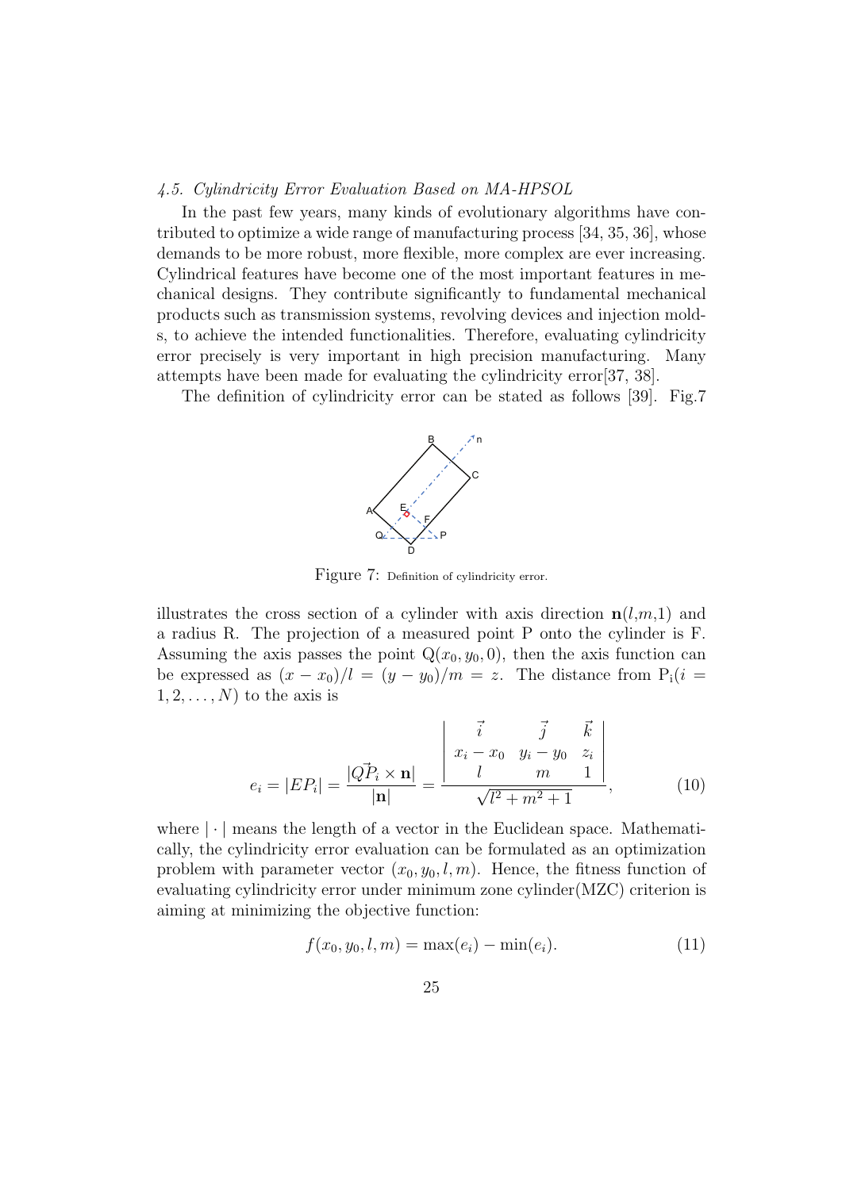### *4.5. Cylindricity Error Evaluation Based on MA-HPSOL*

In the past few years, many kinds of evolutionary algorithms have contributed to optimize a wide range of manufacturing process [34, 35, 36], whose demands to be more robust, more flexible, more complex are ever increasing. Cylindrical features have become one of the most important features in mechanical designs. They contribute significantly to fundamental mechanical products such as transmission systems, revolving devices and injection molds, to achieve the intended functionalities. Therefore, evaluating cylindricity error precisely is very important in high precision manufacturing. Many attempts have been made for evaluating the cylindricity error[37, 38].

The definition of cylindricity error can be stated as follows [39]. Fig.7 illustrates the cross section of a cylinder with axis direction $\mathbf{n}(l,m,1)$ and a radius R. The projection of a measured point P onto the cylinder is F. Assuming the axis passes the point $Q(x_0, y_0, 0)$, then the axis function can be expressed as $(x - x_0)/l = (y - y_0)/m = z$. The distance from $P_i (i = 1, 2, \ldots, N)$ to the axis is

Figure 7: Definition of cylindricity error.

$$e_i = |EP_i| = \frac{|\vec{QP_i} \times \mathbf{n}|}{|\mathbf{n}|} = \frac{\begin{vmatrix} \vec{i} & \vec{j} & \vec{k} \\ x_i - x_0 & y_i - y_0 & z_i \\ l & m & 1 \end{vmatrix}}{\sqrt{l^2 + m^2 + 1}}, \tag{10}$$

where $|\cdot|$ means the length of a vector in the Euclidean space. Mathematically, the cylindricity error evaluation can be formulated as an optimization problem with parameter vector $(x_0, y_0, l, m)$. Hence, the fitness function of evaluating cylindricity error under minimum zone cylinder(MZC) criterion is aiming at minimizing the objective function:

$$f(x_0, y_0, l, m) = \max(e_i) - \min(e_i). \tag{11}$$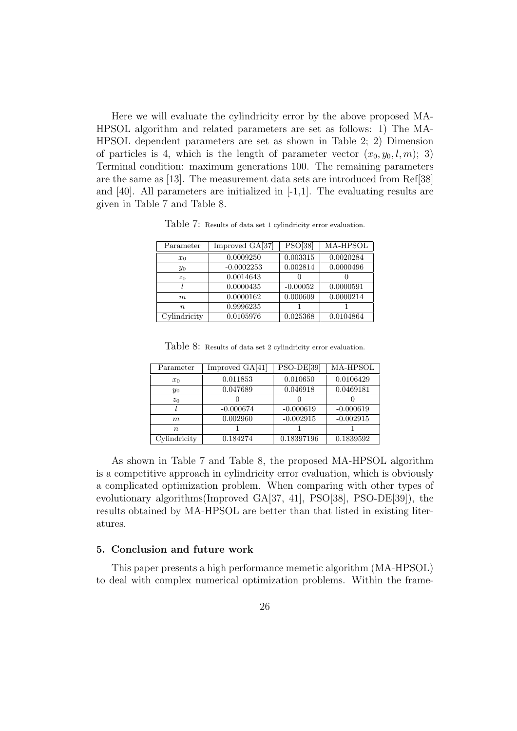Here we will evaluate the cylindricity error by the above proposed MA-HPSOL algorithm and related parameters are set as follows: 1) The MA-HPSOL dependent parameters are set as shown in Table 2; 2) Dimension of particles is 4, which is the length of parameter vector $(x_0, y_0, l, m)$; 3) Terminal condition: maximum generations 100. The remaining parameters are the same as [13]. The measurement data sets are introduced from Ref[38] and [40]. All parameters are initialized in [-1,1]. The evaluating results are given in Table 7 and Table 8.

Table 7: Results of data set 1 cylindricity error evaluation.

| Parameter | Improved GA[37] | PSO[38] | MA-HPSOL |
|---|---|---|---|
| $x_0$ | 0.0009250 | 0.003315 | 0.0020284 |
| $y_0$ | -0.0002253 | 0.002814 | 0.0000496 |
| $z_0$ | 0.0014643 | 0 | 0 |
| $l$ | 0.0000435 | -0.00052 | 0.0000591 |
| $m$ | 0.0000162 | 0.000609 | 0.0000214 |
| $n$ | 0.9996235 | 1 | 1 |
| Cylindricity | 0.0105976 | 0.025368 | 0.0104864 |

Table 8: Results of data set 2 cylindricity error evaluation.

| Parameter | Improved GA[41] | PSO-DE[39] | MA-HPSOL |
|---|---|---|---|
| $x_0$ | 0.011853 | 0.010650 | 0.0106429 |
| $y_0$ | 0.047689 | 0.046918 | 0.0469181 |
| $z_0$ | 0 | 0 | 0 |
| $l$ | -0.000674 | -0.000619 | -0.000619 |
| $m$ | 0.002960 | -0.002915 | -0.002915 |
| $n$ | 1 | 1 | 1 |
| Cylindricity | 0.184274 | 0.18397196 | 0.1839592 |

As shown in Table 7 and Table 8, the proposed MA-HPSOL algorithm is a competitive approach in cylindricity error evaluation, which is obviously a complicated optimization problem. When comparing with other types of evolutionary algorithms(Improved GA[37, 41], PSO[38], PSO-DE[39]), the results obtained by MA-HPSOL are better than that listed in existing literatures.

## 5. Conclusion and future work

This paper presents a high performance memetic algorithm (MA-HPSOL) to deal with complex numerical optimization problems. Within the frame-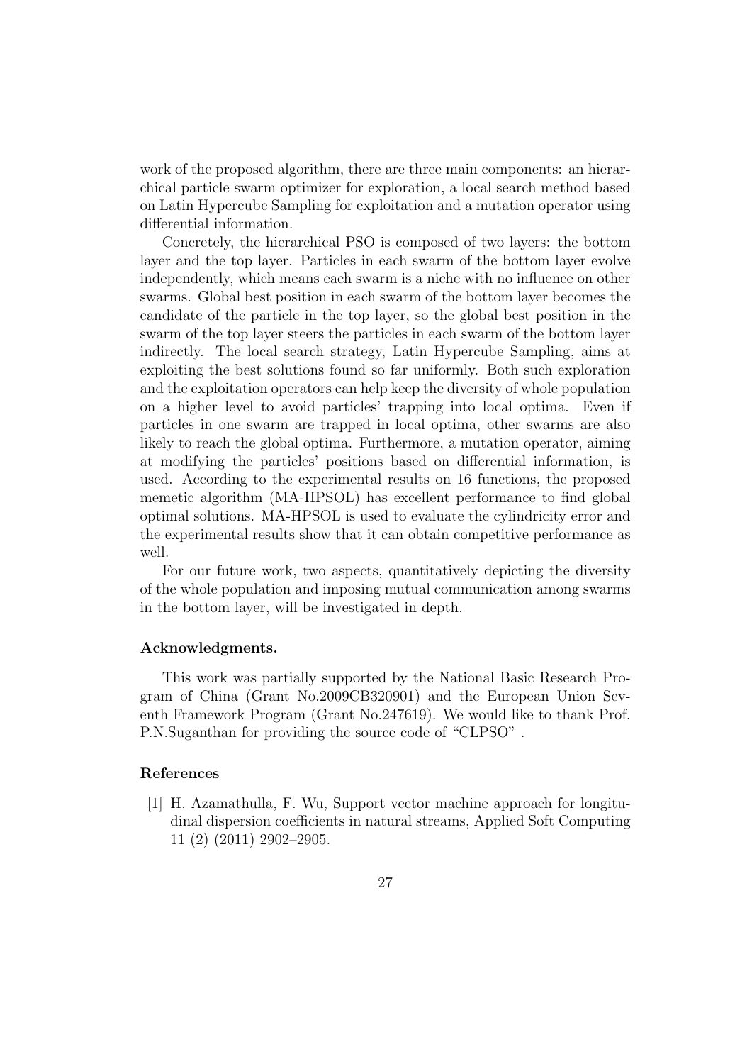work of the proposed algorithm, there are three main components: an hierarchical particle swarm optimizer for exploration, a local search method based on Latin Hypercube Sampling for exploitation and a mutation operator using differential information.

Concretely, the hierarchical PSO is composed of two layers: the bottom layer and the top layer. Particles in each swarm of the bottom layer evolve independently, which means each swarm is a niche with no influence on other swarms. Global best position in each swarm of the bottom layer becomes the candidate of the particle in the top layer, so the global best position in the swarm of the top layer steers the particles in each swarm of the bottom layer indirectly. The local search strategy, Latin Hypercube Sampling, aims at exploiting the best solutions found so far uniformly. Both such exploration and the exploitation operators can help keep the diversity of whole population on a higher level to avoid particles' trapping into local optima. Even if particles in one swarm are trapped in local optima, other swarms are also likely to reach the global optima. Furthermore, a mutation operator, aiming at modifying the particles' positions based on differential information, is used. According to the experimental results on 16 functions, the proposed memetic algorithm (MA-HPSOL) has excellent performance to find global optimal solutions. MA-HPSOL is used to evaluate the cylindricity error and the experimental results show that it can obtain competitive performance as well.

For our future work, two aspects, quantitatively depicting the diversity of the whole population and imposing mutual communication among swarms in the bottom layer, will be investigated in depth.

### Acknowledgments.

This work was partially supported by the National Basic Research Program of China (Grant No.2009CB320901) and the European Union Seventh Framework Program (Grant No.247619). We would like to thank Prof. P.N.Suganthan for providing the source code of "CLPSO" .

### References

[1] H. Azamathulla, F. Wu, Support vector machine approach for longitudinal dispersion coefficients in natural streams, Applied Soft Computing 11 (2) (2011) 2902–2905.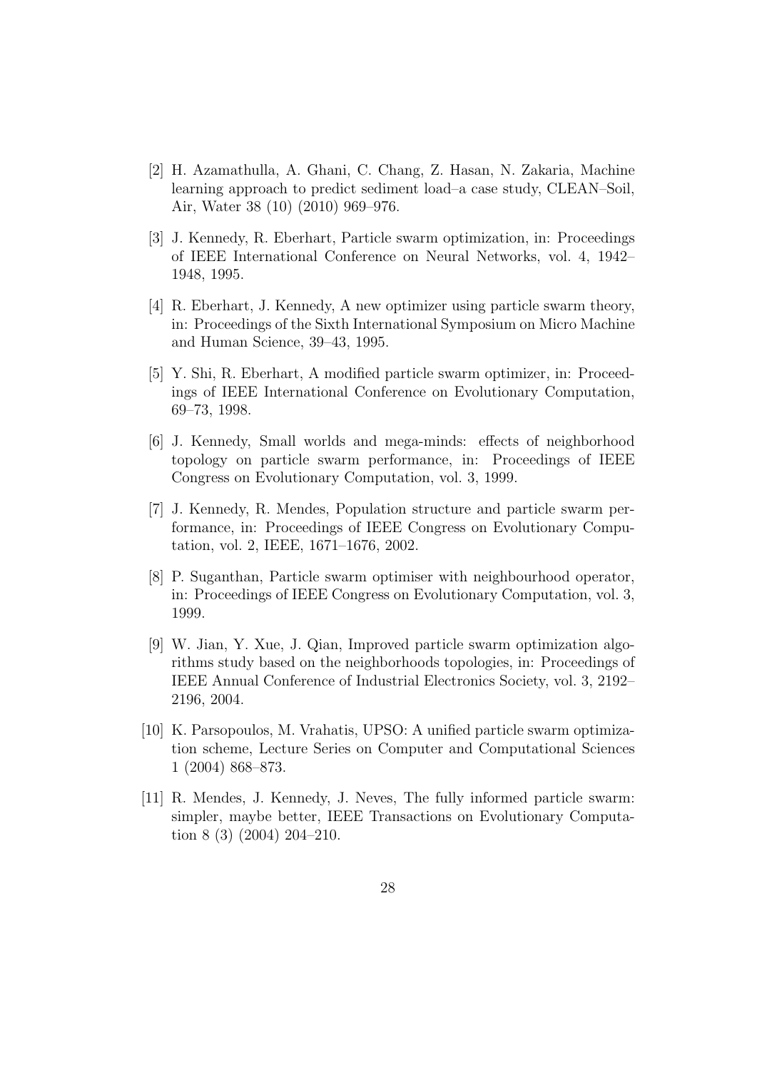[2] H. Azamathulla, A. Ghani, C. Chang, Z. Hasan, N. Zakaria, Machine learning approach to predict sediment load–a case study, CLEAN–Soil, Air, Water 38 (10) (2010) 969–976.

[3] J. Kennedy, R. Eberhart, Particle swarm optimization, in: Proceedings of IEEE International Conference on Neural Networks, vol. 4, 1942–1948, 1995.

[4] R. Eberhart, J. Kennedy, A new optimizer using particle swarm theory, in: Proceedings of the Sixth International Symposium on Micro Machine and Human Science, 39–43, 1995.

[5] Y. Shi, R. Eberhart, A modified particle swarm optimizer, in: Proceedings of IEEE International Conference on Evolutionary Computation, 69–73, 1998.

[6] J. Kennedy, Small worlds and mega-minds: effects of neighborhood topology on particle swarm performance, in: Proceedings of IEEE Congress on Evolutionary Computation, vol. 3, 1999.

[7] J. Kennedy, R. Mendes, Population structure and particle swarm performance, in: Proceedings of IEEE Congress on Evolutionary Computation, vol. 2, IEEE, 1671–1676, 2002.

[8] P. Suganthan, Particle swarm optimiser with neighbourhood operator, in: Proceedings of IEEE Congress on Evolutionary Computation, vol. 3, 1999.

[9] W. Jian, Y. Xue, J. Qian, Improved particle swarm optimization algorithms study based on the neighborhoods topologies, in: Proceedings of IEEE Annual Conference of Industrial Electronics Society, vol. 3, 2192–2196, 2004.

[10] K. Parsopoulos, M. Vrahatis, UPSO: A unified particle swarm optimization scheme, Lecture Series on Computer and Computational Sciences 1 (2004) 868–873.

[11] R. Mendes, J. Kennedy, J. Neves, The fully informed particle swarm: simpler, maybe better, IEEE Transactions on Evolutionary Computation 8 (3) (2004) 204–210.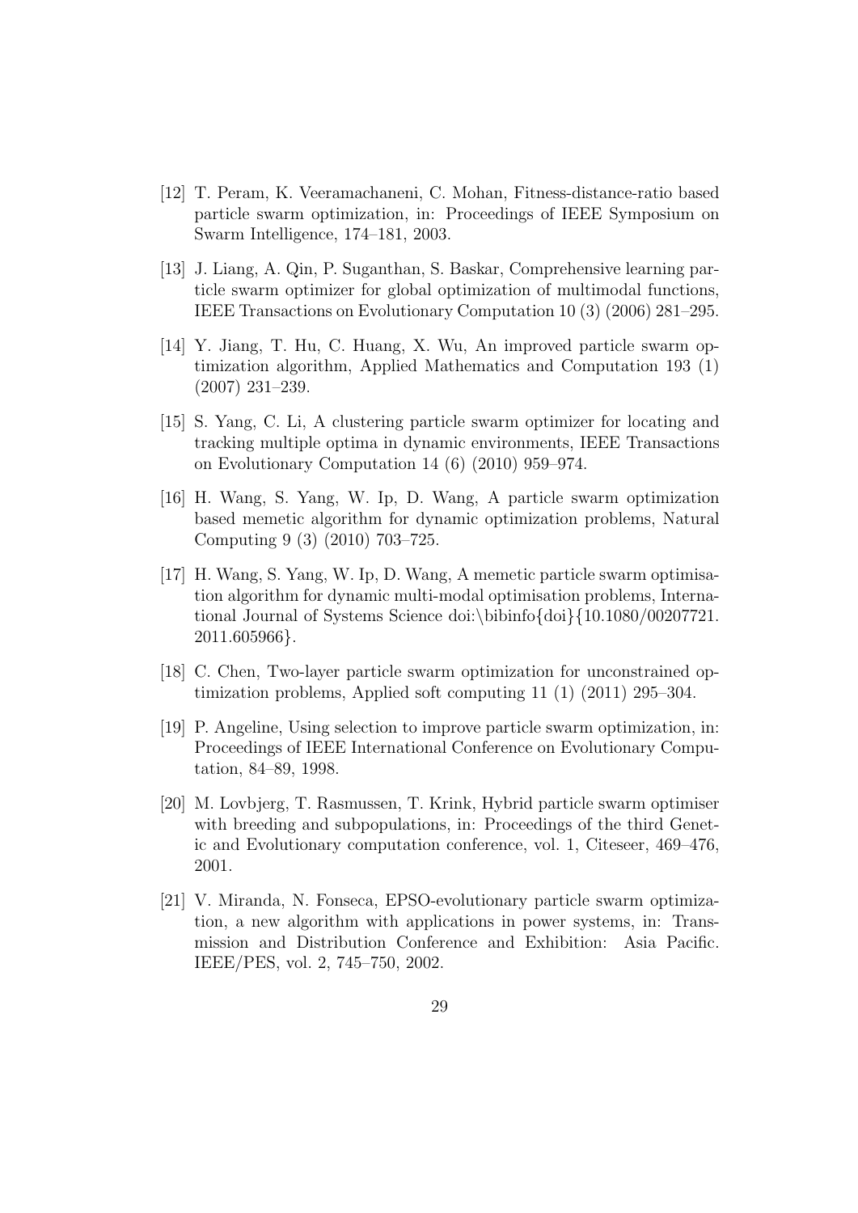[12] T. Peram, K. Veeramachaneni, C. Mohan, Fitness-distance-ratio based particle swarm optimization, in: Proceedings of IEEE Symposium on Swarm Intelligence, 174–181, 2003.

[13] J. Liang, A. Qin, P. Suganthan, S. Baskar, Comprehensive learning particle swarm optimizer for global optimization of multimodal functions, IEEE Transactions on Evolutionary Computation 10 (3) (2006) 281–295.

[14] Y. Jiang, T. Hu, C. Huang, X. Wu, An improved particle swarm optimization algorithm, Applied Mathematics and Computation 193 (1) (2007) 231–239.

[15] S. Yang, C. Li, A clustering particle swarm optimizer for locating and tracking multiple optima in dynamic environments, IEEE Transactions on Evolutionary Computation 14 (6) (2010) 959–974.

[16] H. Wang, S. Yang, W. Ip, D. Wang, A particle swarm optimization based memetic algorithm for dynamic optimization problems, Natural Computing 9 (3) (2010) 703–725.

[17] H. Wang, S. Yang, W. Ip, D. Wang, A memetic particle swarm optimisation algorithm for dynamic multi-modal optimisation problems, International Journal of Systems Science doi:\bibinfo{doi}{10.1080/00207721.2011.605966}.

[18] C. Chen, Two-layer particle swarm optimization for unconstrained optimization problems, Applied soft computing 11 (1) (2011) 295–304.

[19] P. Angeline, Using selection to improve particle swarm optimization, in: Proceedings of IEEE International Conference on Evolutionary Computation, 84–89, 1998.

[20] M. Lovbjerg, T. Rasmussen, T. Krink, Hybrid particle swarm optimiser with breeding and subpopulations, in: Proceedings of the third Genetic and Evolutionary computation conference, vol. 1, Citeseer, 469–476, 2001.

[21] V. Miranda, N. Fonseca, EPSO-evolutionary particle swarm optimization, a new algorithm with applications in power systems, in: Transmission and Distribution Conference and Exhibition: Asia Pacific. IEEE/PES, vol. 2, 745–750, 2002.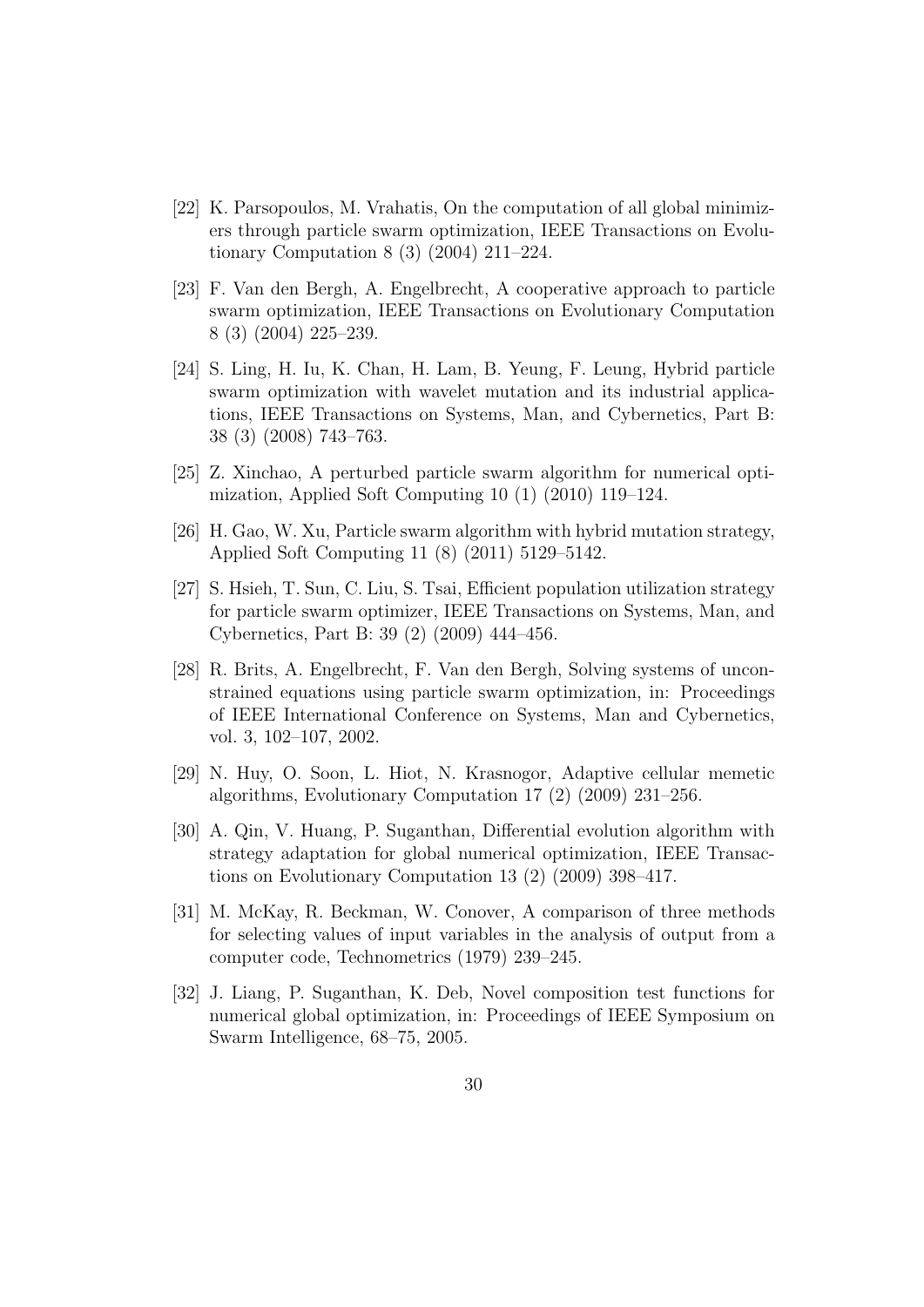[22] K. Parsopoulos, M. Vrahatis, On the computation of all global minimizers through particle swarm optimization, IEEE Transactions on Evolutionary Computation 8 (3) (2004) 211–224.

[23] F. Van den Bergh, A. Engelbrecht, A cooperative approach to particle swarm optimization, IEEE Transactions on Evolutionary Computation 8 (3) (2004) 225–239.

[24] S. Ling, H. Iu, K. Chan, H. Lam, B. Yeung, F. Leung, Hybrid particle swarm optimization with wavelet mutation and its industrial applications, IEEE Transactions on Systems, Man, and Cybernetics, Part B: 38 (3) (2008) 743–763.

[25] Z. Xinchao, A perturbed particle swarm algorithm for numerical optimization, Applied Soft Computing 10 (1) (2010) 119–124.

[26] H. Gao, W. Xu, Particle swarm algorithm with hybrid mutation strategy, Applied Soft Computing 11 (8) (2011) 5129–5142.

[27] S. Hsieh, T. Sun, C. Liu, S. Tsai, Efficient population utilization strategy for particle swarm optimizer, IEEE Transactions on Systems, Man, and Cybernetics, Part B: 39 (2) (2009) 444–456.

[28] R. Brits, A. Engelbrecht, F. Van den Bergh, Solving systems of unconstrained equations using particle swarm optimization, in: Proceedings of IEEE International Conference on Systems, Man and Cybernetics, vol. 3, 102–107, 2002.

[29] N. Huy, O. Soon, L. Hiot, N. Krasnogor, Adaptive cellular memetic algorithms, Evolutionary Computation 17 (2) (2009) 231–256.

[30] A. Qin, V. Huang, P. Suganthan, Differential evolution algorithm with strategy adaptation for global numerical optimization, IEEE Transactions on Evolutionary Computation 13 (2) (2009) 398–417.

[31] M. McKay, R. Beckman, W. Conover, A comparison of three methods for selecting values of input variables in the analysis of output from a computer code, Technometrics (1979) 239–245.

[32] J. Liang, P. Suganthan, K. Deb, Novel composition test functions for numerical global optimization, in: Proceedings of IEEE Symposium on Swarm Intelligence, 68–75, 2005.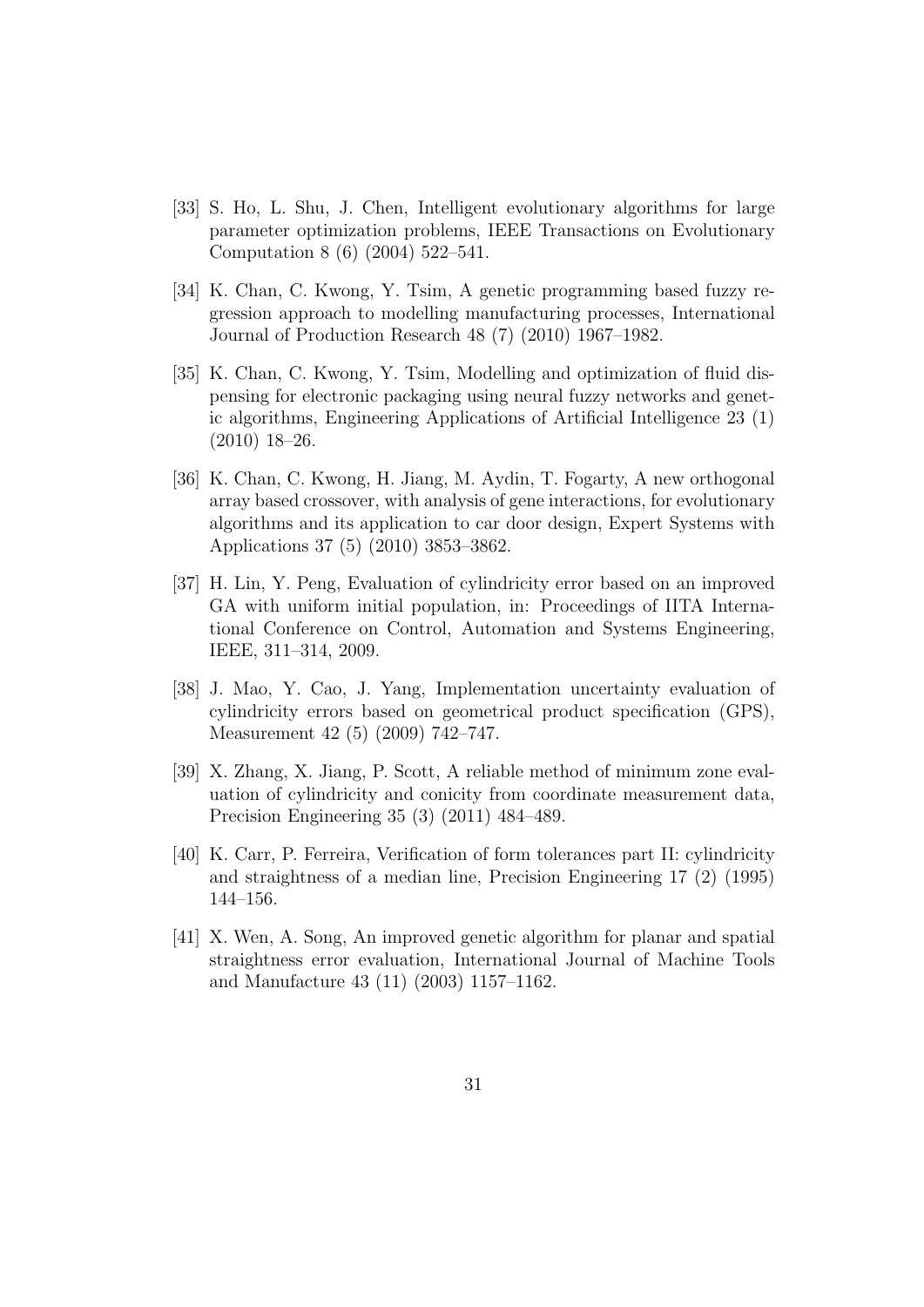[33] S. Ho, L. Shu, J. Chen, Intelligent evolutionary algorithms for large parameter optimization problems, IEEE Transactions on Evolutionary Computation 8 (6) (2004) 522–541.

[34] K. Chan, C. Kwong, Y. Tsim, A genetic programming based fuzzy regression approach to modelling manufacturing processes, International Journal of Production Research 48 (7) (2010) 1967–1982.

[35] K. Chan, C. Kwong, Y. Tsim, Modelling and optimization of fluid dispensing for electronic packaging using neural fuzzy networks and genetic algorithms, Engineering Applications of Artificial Intelligence 23 (1) (2010) 18–26.

[36] K. Chan, C. Kwong, H. Jiang, M. Aydin, T. Fogarty, A new orthogonal array based crossover, with analysis of gene interactions, for evolutionary algorithms and its application to car door design, Expert Systems with Applications 37 (5) (2010) 3853–3862.

[37] H. Lin, Y. Peng, Evaluation of cylindricity error based on an improved GA with uniform initial population, in: Proceedings of IITA International Conference on Control, Automation and Systems Engineering, IEEE, 311–314, 2009.

[38] J. Mao, Y. Cao, J. Yang, Implementation uncertainty evaluation of cylindricity errors based on geometrical product specification (GPS), Measurement 42 (5) (2009) 742–747.

[39] X. Zhang, X. Jiang, P. Scott, A reliable method of minimum zone evaluation of cylindricity and conicity from coordinate measurement data, Precision Engineering 35 (3) (2011) 484–489.

[40] K. Carr, P. Ferreira, Verification of form tolerances part II: cylindricity and straightness of a median line, Precision Engineering 17 (2) (1995) 144–156.

[41] X. Wen, A. Song, An improved genetic algorithm for planar and spatial straightness error evaluation, International Journal of Machine Tools and Manufacture 43 (11) (2003) 1157–1162.